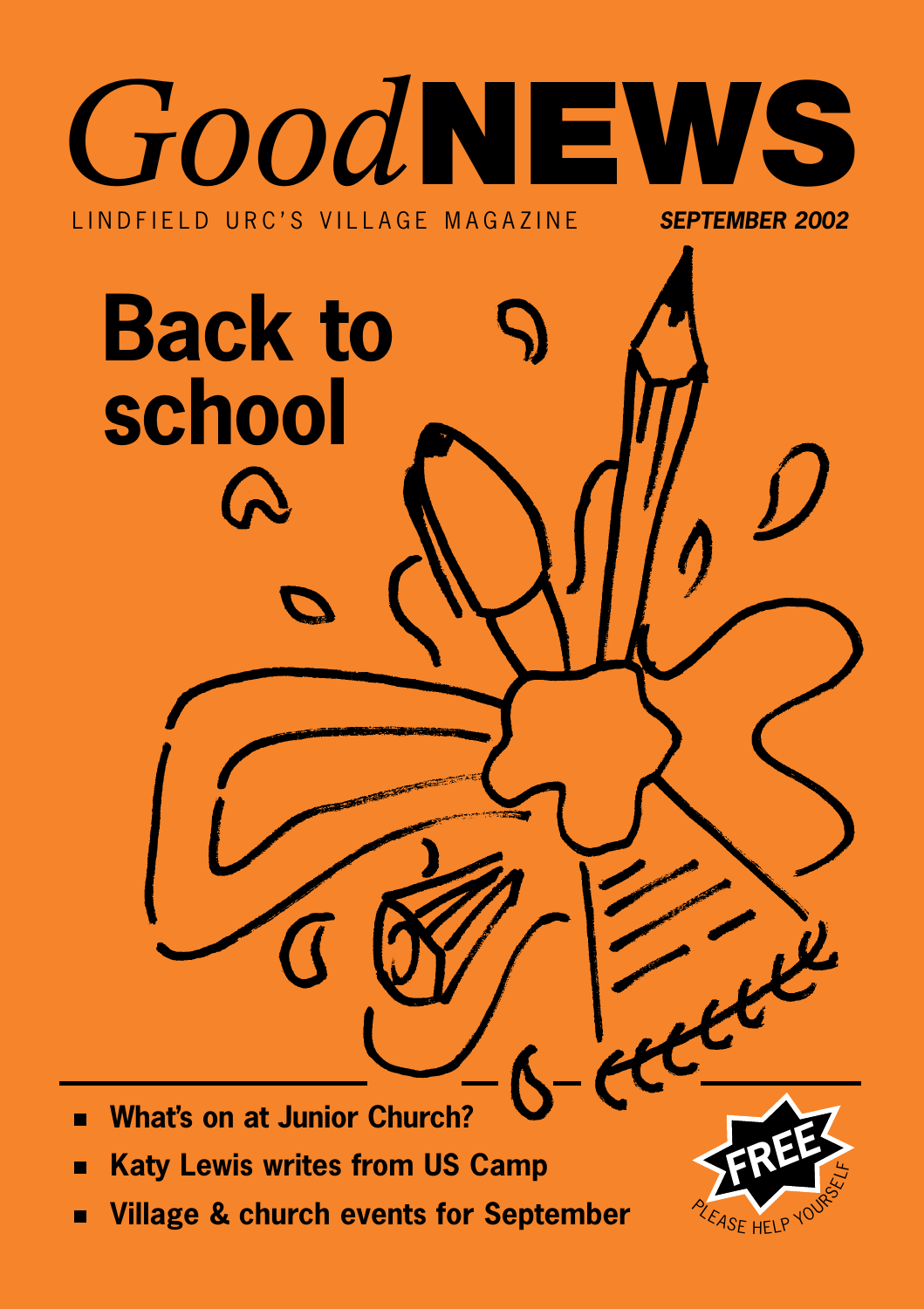# *Good* NEWS

LINDFIELD URC'S VILLAGE MAGAZINE

***SEPTEMBER 2002***

## Back to school

- **What's on at Junior Church?**
- **Katy Lewis writes from US Camp**
- **Village & church events for September**

**FREE**

PLEASE HELP YOURSELF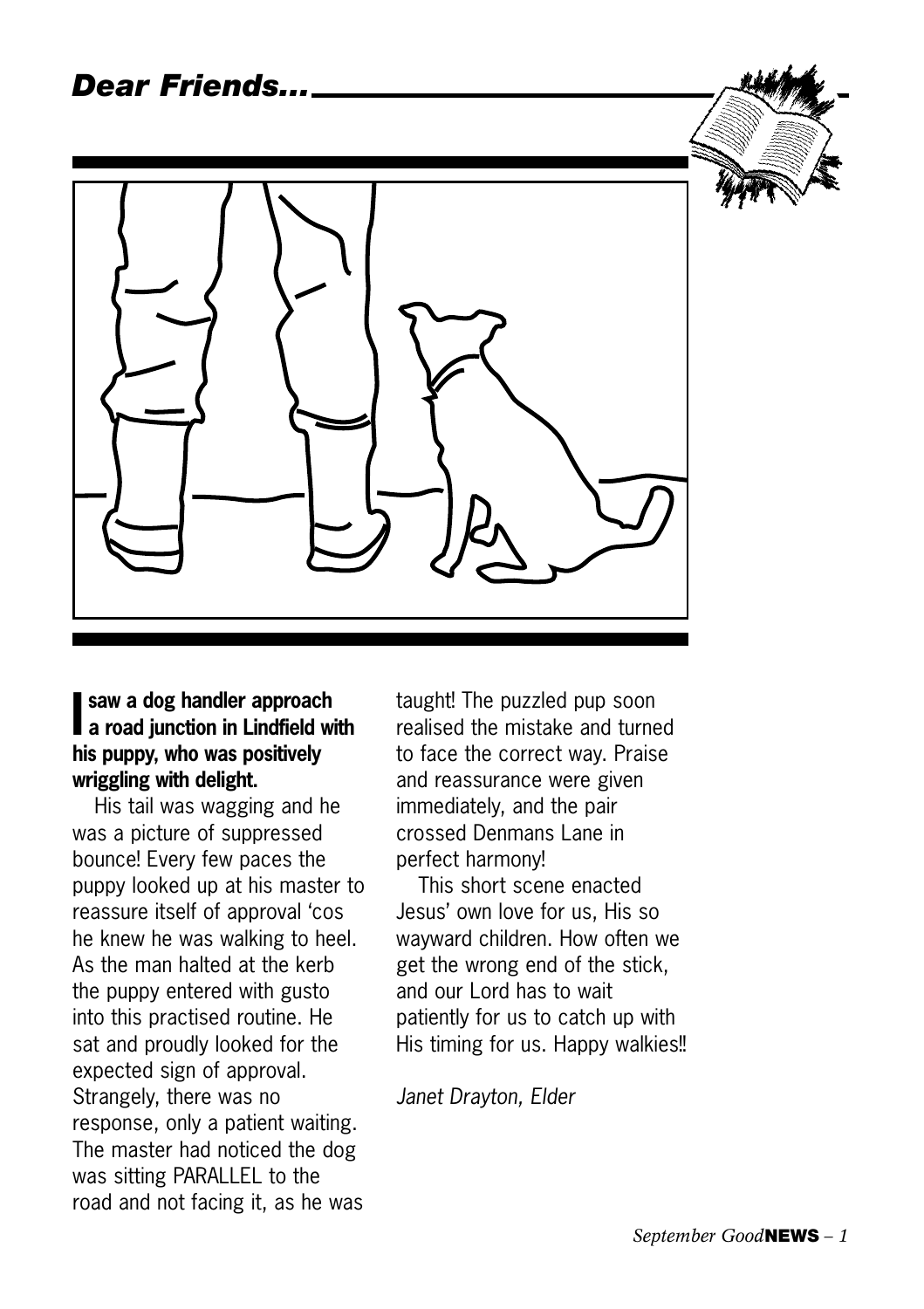# Dear Friends...

**I saw a dog handler approach a road junction in Lindfield with his puppy, who was positively wriggling with delight.**

His tail was wagging and he was a picture of suppressed bounce! Every few paces the puppy looked up at his master to reassure itself of approval 'cos he knew he was walking to heel. As the man halted at the kerb the puppy entered with gusto into this practised routine. He sat and proudly looked for the expected sign of approval. Strangely, there was no response, only a patient waiting. The master had noticed the dog was sitting PARALLEL to the road and not facing it, as he was taught! The puzzled pup soon realised the mistake and turned to face the correct way. Praise and reassurance were given immediately, and the pair crossed Denmans Lane in perfect harmony!

This short scene enacted Jesus' own love for us, His so wayward children. How often we get the wrong end of the stick, and our Lord has to wait patiently for us to catch up with His timing for us. Happy walkies!!

*Janet Drayton, Elder*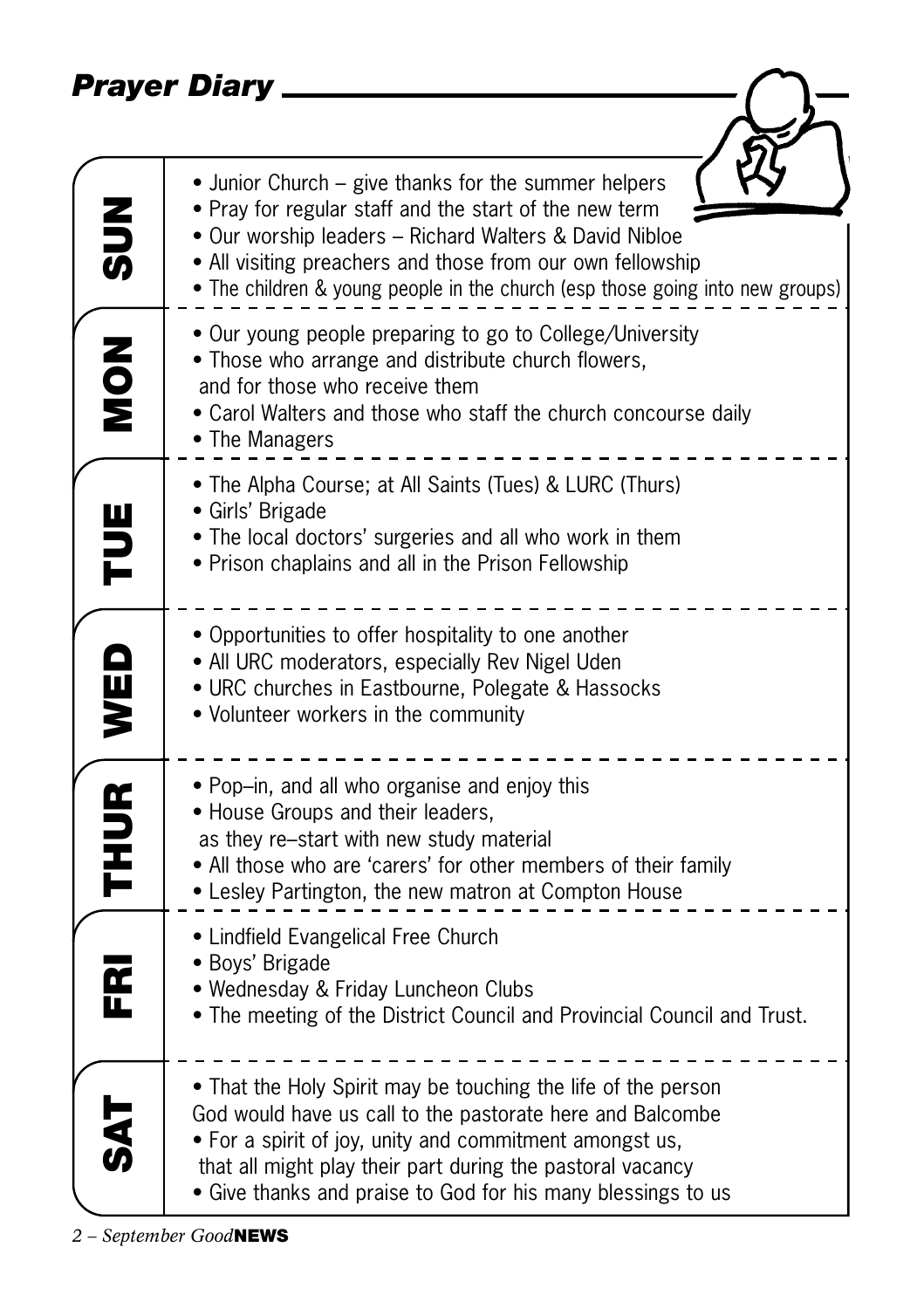# Prayer Diary

## SUN

- Junior Church – give thanks for the summer helpers
- Pray for regular staff and the start of the new term
- Our worship leaders – Richard Walters & David Nibloe
- All visiting preachers and those from our own fellowship
- The children & young people in the church (esp those going into new groups)

## MON

- Our young people preparing to go to College/University
- Those who arrange and distribute church flowers, and for those who receive them
- Carol Walters and those who staff the church concourse daily
- The Managers

## TUE

- The Alpha Course; at All Saints (Tues) & LURC (Thurs)
- Girls' Brigade
- The local doctors' surgeries and all who work in them
- Prison chaplains and all in the Prison Fellowship

## WED

- Opportunities to offer hospitality to one another
- All URC moderators, especially Rev Nigel Uden
- URC churches in Eastbourne, Polegate & Hassocks
- Volunteer workers in the community

## THUR

- Pop–in, and all who organise and enjoy this
- House Groups and their leaders, as they re–start with new study material
- All those who are 'carers' for other members of their family
- Lesley Partington, the new matron at Compton House

## FRI

- Lindfield Evangelical Free Church
- Boys' Brigade
- Wednesday & Friday Luncheon Clubs
- The meeting of the District Council and Provincial Council and Trust.

## SAT

- That the Holy Spirit may be touching the life of the person God would have us call to the pastorate here and Balcombe
- For a spirit of joy, unity and commitment amongst us, that all might play their part during the pastoral vacancy
- Give thanks and praise to God for his many blessings to us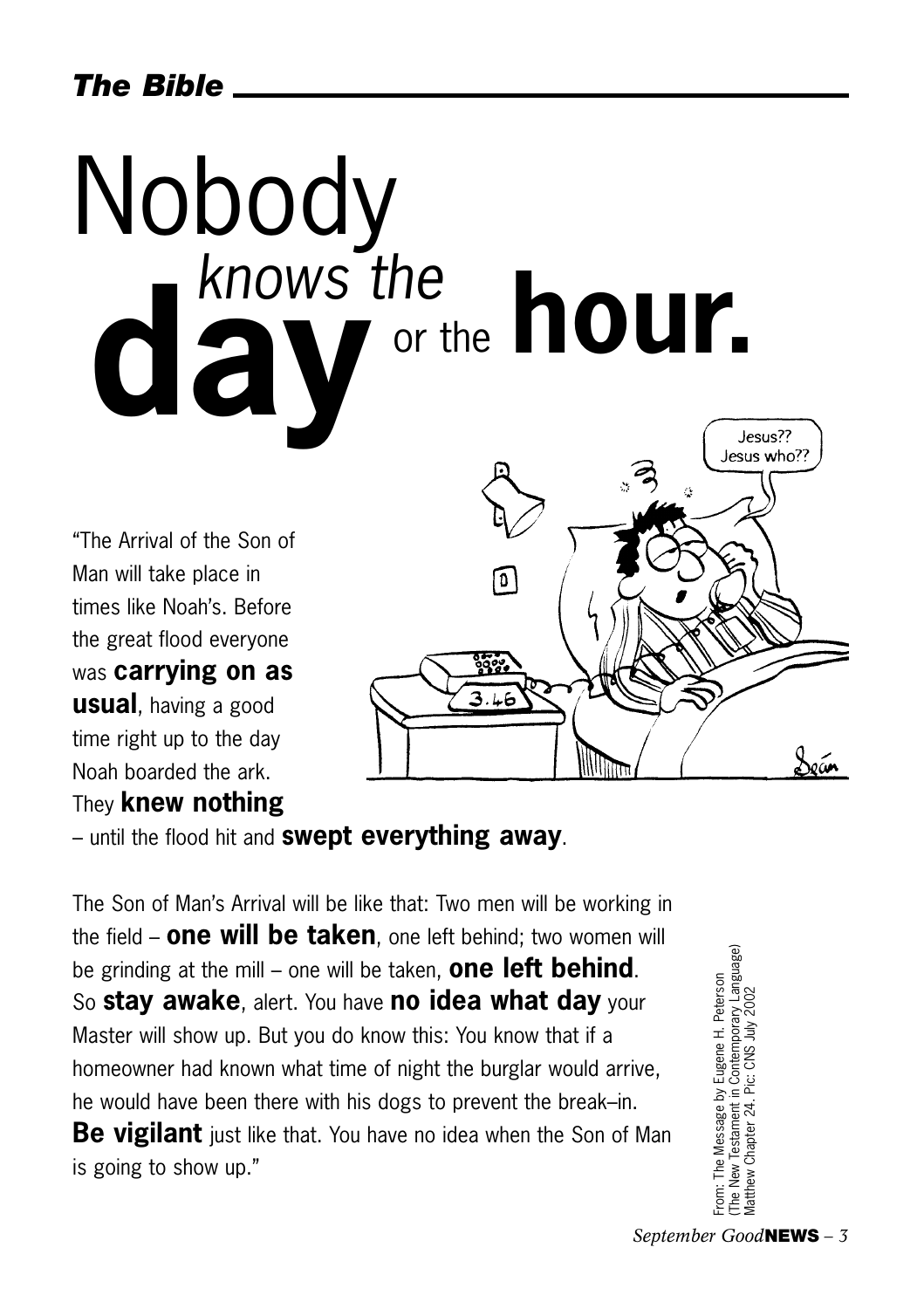# Nobody *knows the* **day** or the **hour.**

"The Arrival of the Son of Man will take place in times like Noah's. Before the great flood everyone was **carrying on as usual**, having a good time right up to the day Noah boarded the ark. They **knew nothing** – until the flood hit and **swept everything away**.

The Son of Man's Arrival will be like that: Two men will be working in the field – **one will be taken**, one left behind; two women will be grinding at the mill – one will be taken, **one left behind**. So **stay awake**, alert. You have **no idea what day** your Master will show up. But you do know this: You know that if a homeowner had known what time of night the burglar would arrive, he would have been there with his dogs to prevent the break–in. **Be vigilant** just like that. You have no idea when the Son of Man is going to show up."

From: The Message by Eugene H. Peterson (The New Testament in Contemporary Language) Matthew Chapter 24. Pic: CNS July 2002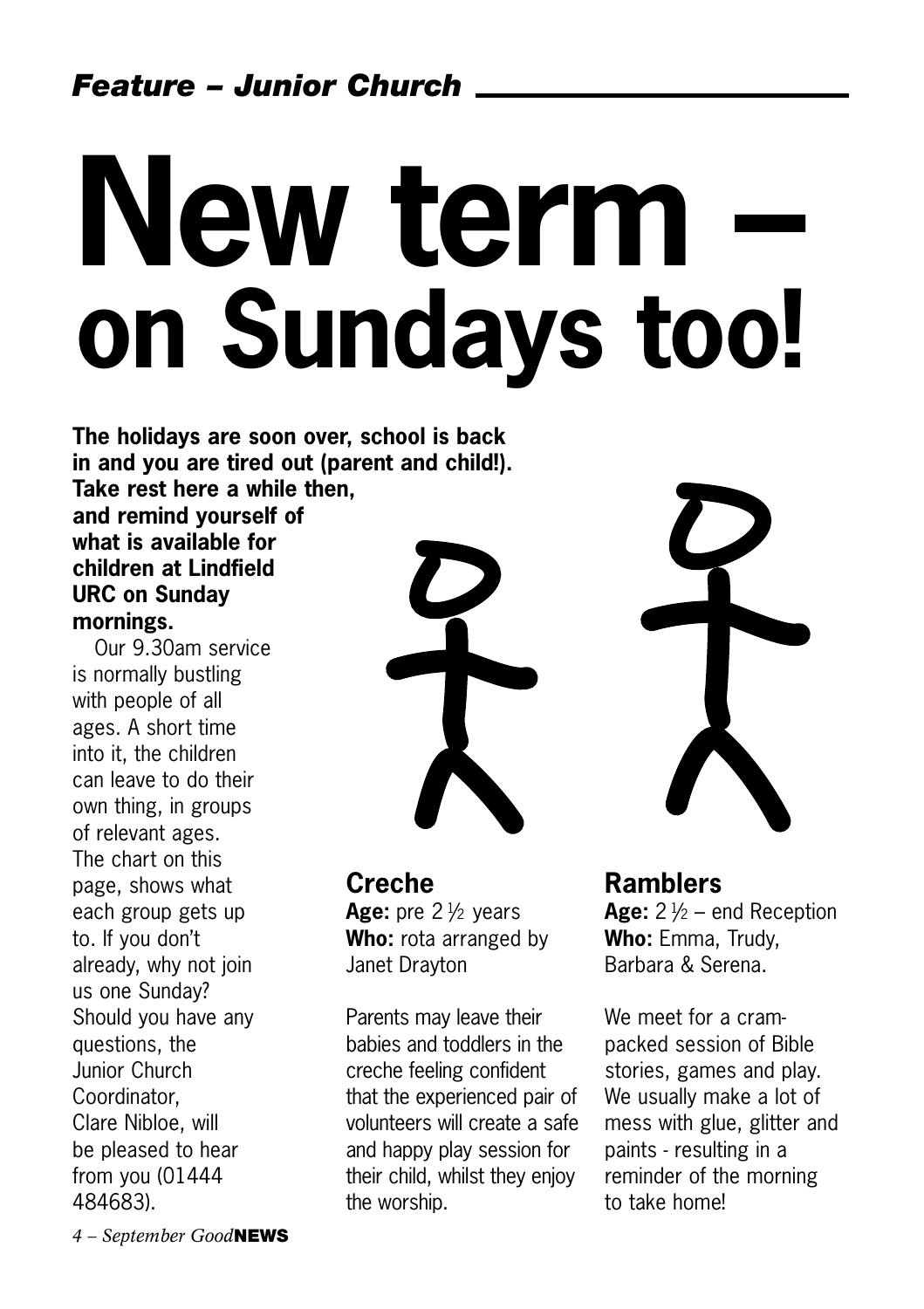*Feature – Junior Church*

# New term – on Sundays too!

**The holidays are soon over, school is back in and you are tired out (parent and child!). Take rest here a while then, and remind yourself of what is available for children at Lindfield URC on Sunday mornings.**

Our 9.30am service is normally bustling with people of all ages. A short time into it, the children can leave to do their own thing, in groups of relevant ages. The chart on this page, shows what each group gets up to. If you don't already, why not join us one Sunday? Should you have any questions, the Junior Church Coordinator, Clare Nibloe, will be pleased to hear from you (01444 484683).

## Creche

**Age:** pre 2 ½ years
**Who:** rota arranged by Janet Drayton

Parents may leave their babies and toddlers in the creche feeling confident that the experienced pair of volunteers will create a safe and happy play session for their child, whilst they enjoy the worship.

## Ramblers

**Age:** 2 ½ – end Reception
**Who:** Emma, Trudy, Barbara & Serena.

We meet for a cram-packed session of Bible stories, games and play. We usually make a lot of mess with glue, glitter and paints - resulting in a reminder of the morning to take home!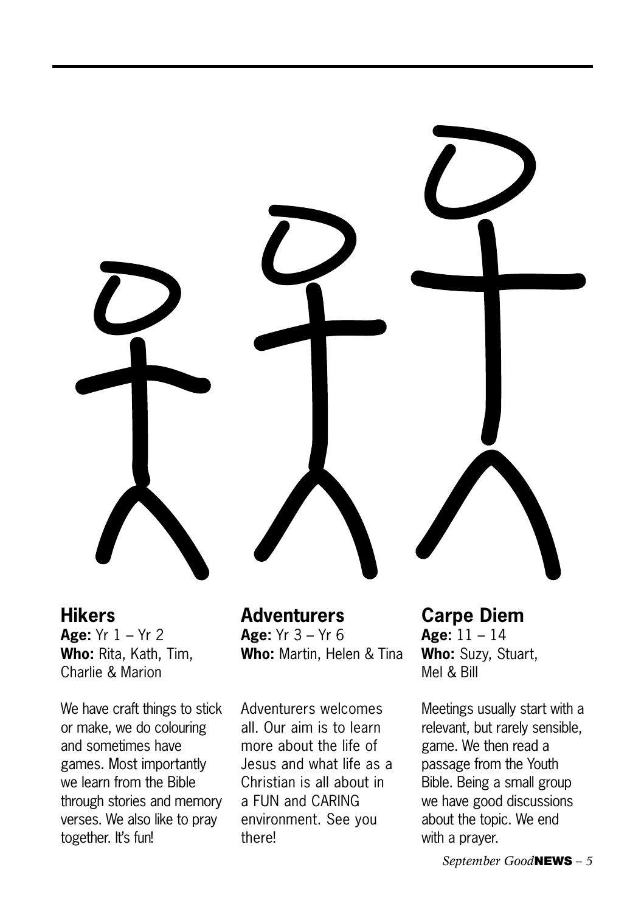## Hikers

**Age:** Yr 1 – Yr 2
**Who:** Rita, Kath, Tim, Charlie & Marion

We have craft things to stick or make, we do colouring and sometimes have games. Most importantly we learn from the Bible through stories and memory verses. We also like to pray together. It's fun!

## Adventurers

**Age:** Yr 3 – Yr 6
**Who:** Martin, Helen & Tina

Adventurers welcomes all. Our aim is to learn more about the life of Jesus and what life as a Christian is all about in a FUN and CARING environment. See you there!

## Carpe Diem

**Age:** 11 – 14
**Who:** Suzy, Stuart, Mel & Bill

Meetings usually start with a relevant, but rarely sensible, game. We then read a passage from the Youth Bible. Being a small group we have good discussions about the topic. We end with a prayer.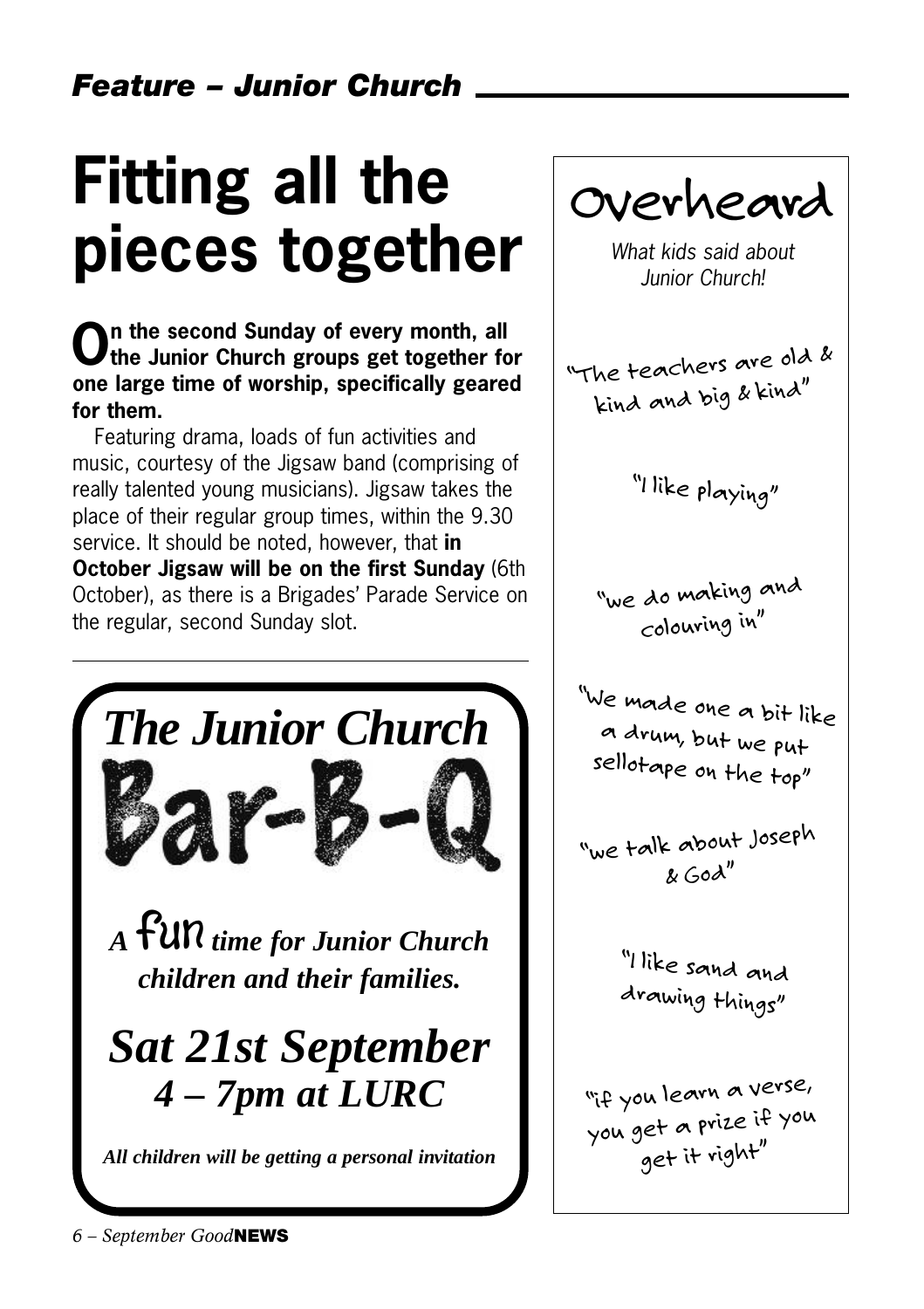## *Feature – Junior Church*

# Fitting all the pieces together

**On the second Sunday of every month, all the Junior Church groups get together for one large time of worship, specifically geared for them.**

Featuring drama, loads of fun activities and music, courtesy of the Jigsaw band (comprising of really talented young musicians). Jigsaw takes the place of their regular group times, within the 9.30 service. It should be noted, however, that **in October Jigsaw will be on the first Sunday** (6th October), as there is a Brigades' Parade Service on the regular, second Sunday slot.

---

***The Junior Church***

# Bar-B-Q

***A fun time for Junior Church children and their families.***

***Sat 21st September***
***4 – 7pm at LURC***

***All children will be getting a personal invitation***

---

## Overheard

*What kids said about Junior Church!*

"The teachers are old & kind and big & kind"

"I like playing"

"we do making and colouring in"

"We made one a bit like a drum, but we put sellotape on the top"

"we talk about Joseph & God"

"I like sand and drawing things"

"if you learn a verse, you get a prize if you get it right"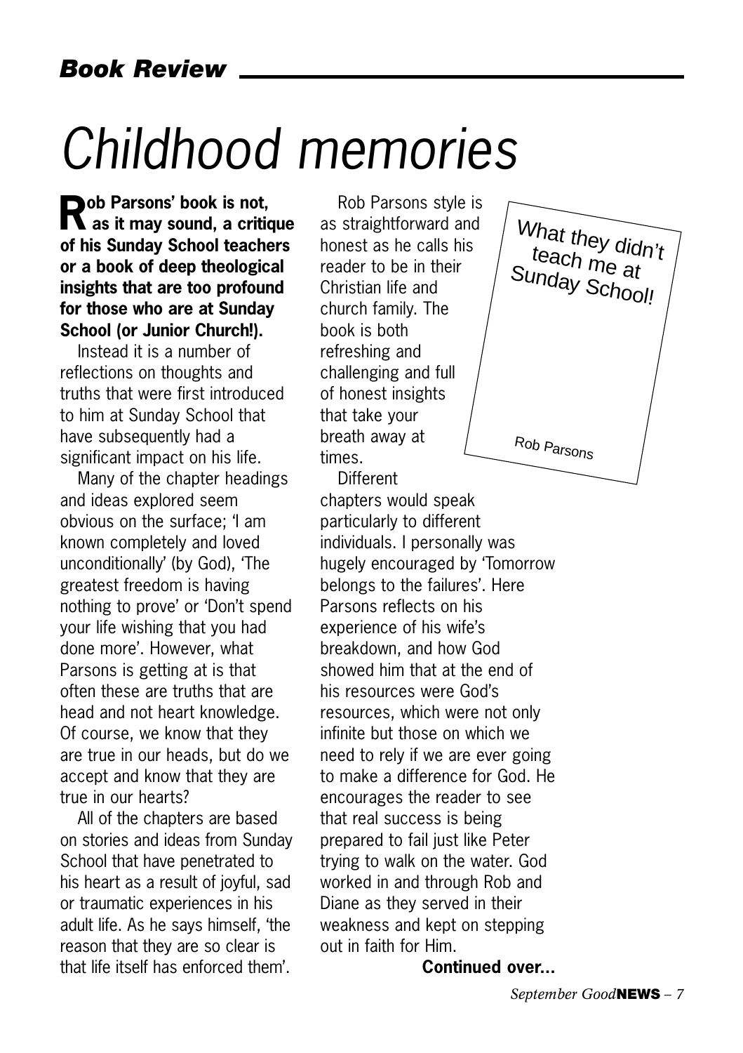## *Book Review*

# *Childhood memories*

**Rob Parsons' book is not, as it may sound, a critique of his Sunday School teachers or a book of deep theological insights that are too profound for those who are at Sunday School (or Junior Church!).**

Instead it is a number of reflections on thoughts and truths that were first introduced to him at Sunday School that have subsequently had a significant impact on his life.

Many of the chapter headings and ideas explored seem obvious on the surface; 'I am known completely and loved unconditionally' (by God), 'The greatest freedom is having nothing to prove' or 'Don't spend your life wishing that you had done more'. However, what Parsons is getting at is that often these are truths that are head and not heart knowledge. Of course, we know that they are true in our heads, but do we accept and know that they are true in our hearts?

All of the chapters are based on stories and ideas from Sunday School that have penetrated to his heart as a result of joyful, sad or traumatic experiences in his adult life. As he says himself, 'the reason that they are so clear is that life itself has enforced them'.

What they didn't teach me at Sunday School!

Rob Parsons

Rob Parsons style is as straightforward and honest as he calls his reader to be in their Christian life and church family. The book is both refreshing and challenging and full of honest insights that take your breath away at times.

Different chapters would speak particularly to different individuals. I personally was hugely encouraged by 'Tomorrow belongs to the failures'. Here Parsons reflects on his experience of his wife's breakdown, and how God showed him that at the end of his resources were God's resources, which were not only infinite but those on which we need to rely if we are ever going to make a difference for God. He encourages the reader to see that real success is being prepared to fail just like Peter trying to walk on the water. God worked in and through Rob and Diane as they served in their weakness and kept on stepping out in faith for Him.

**Continued over...**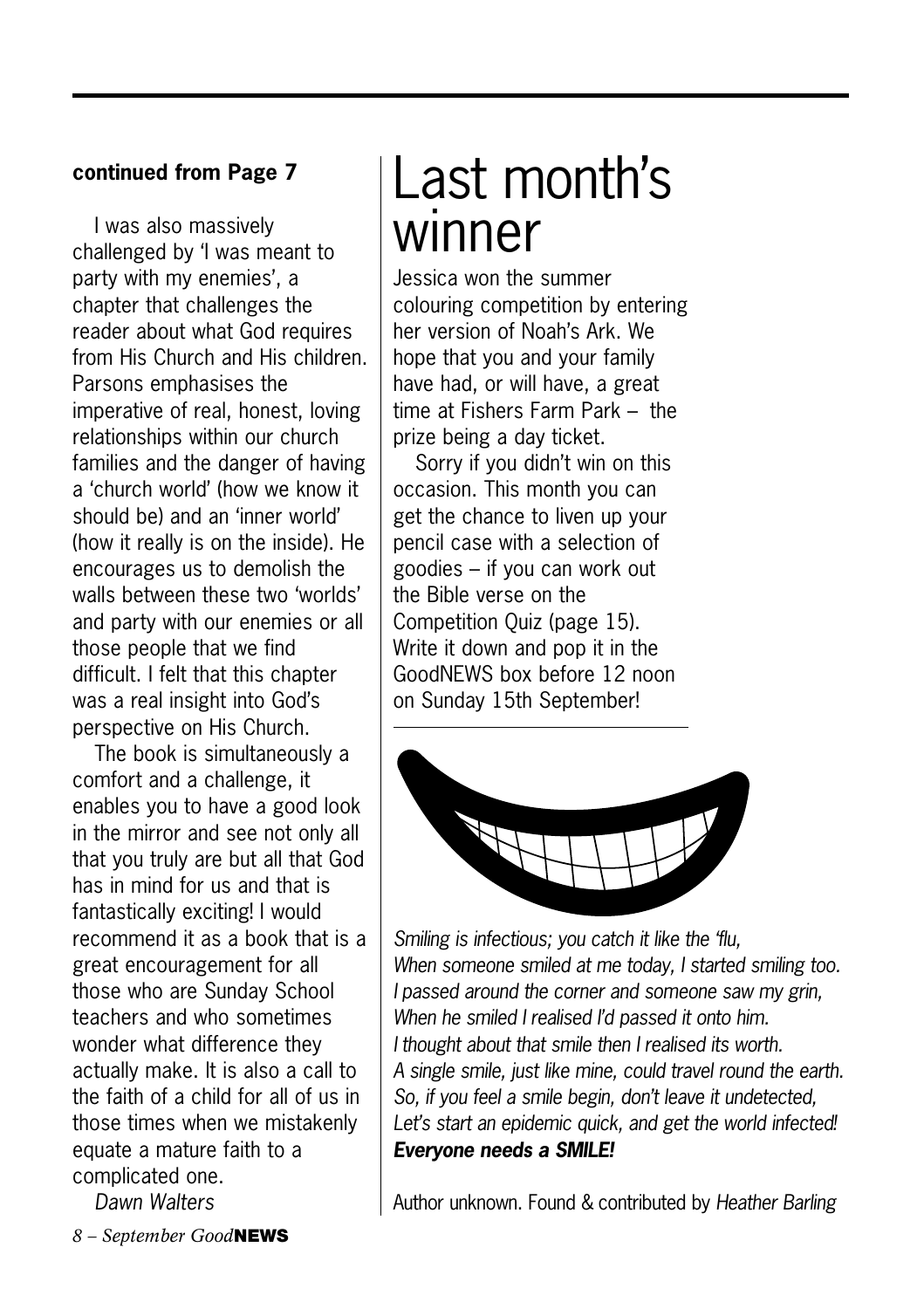**continued from Page 7**

I was also massively challenged by 'I was meant to party with my enemies', a chapter that challenges the reader about what God requires from His Church and His children. Parsons emphasises the imperative of real, honest, loving relationships within our church families and the danger of having a 'church world' (how we know it should be) and an 'inner world' (how it really is on the inside). He encourages us to demolish the walls between these two 'worlds' and party with our enemies or all those people that we find difficult. I felt that this chapter was a real insight into God's perspective on His Church.

The book is simultaneously a comfort and a challenge, it enables you to have a good look in the mirror and see not only all that you truly are but all that God has in mind for us and that is fantastically exciting! I would recommend it as a book that is a great encouragement for all those who are Sunday School teachers and who sometimes wonder what difference they actually make. It is also a call to the faith of a child for all of us in those times when we mistakenly equate a mature faith to a complicated one.

*Dawn Walters*

# Last month's winner

Jessica won the summer colouring competition by entering her version of Noah's Ark. We hope that you and your family have had, or will have, a great time at Fishers Farm Park – the prize being a day ticket.

Sorry if you didn't win on this occasion. This month you can get the chance to liven up your pencil case with a selection of goodies – if you can work out the Bible verse on the Competition Quiz (page 15). Write it down and pop it in the GoodNEWS box before 12 noon on Sunday 15th September!

*Smiling is infectious; you catch it like the 'flu,*
*When someone smiled at me today, I started smiling too.*
*I passed around the corner and someone saw my grin,*
*When he smiled I realised I'd passed it onto him.*
*I thought about that smile then I realised its worth.*
*A single smile, just like mine, could travel round the earth.*
*So, if you feel a smile begin, don't leave it undetected,*
*Let's start an epidemic quick, and get the world infected!*
***Everyone needs a SMILE!***

Author unknown. Found & contributed by *Heather Barling*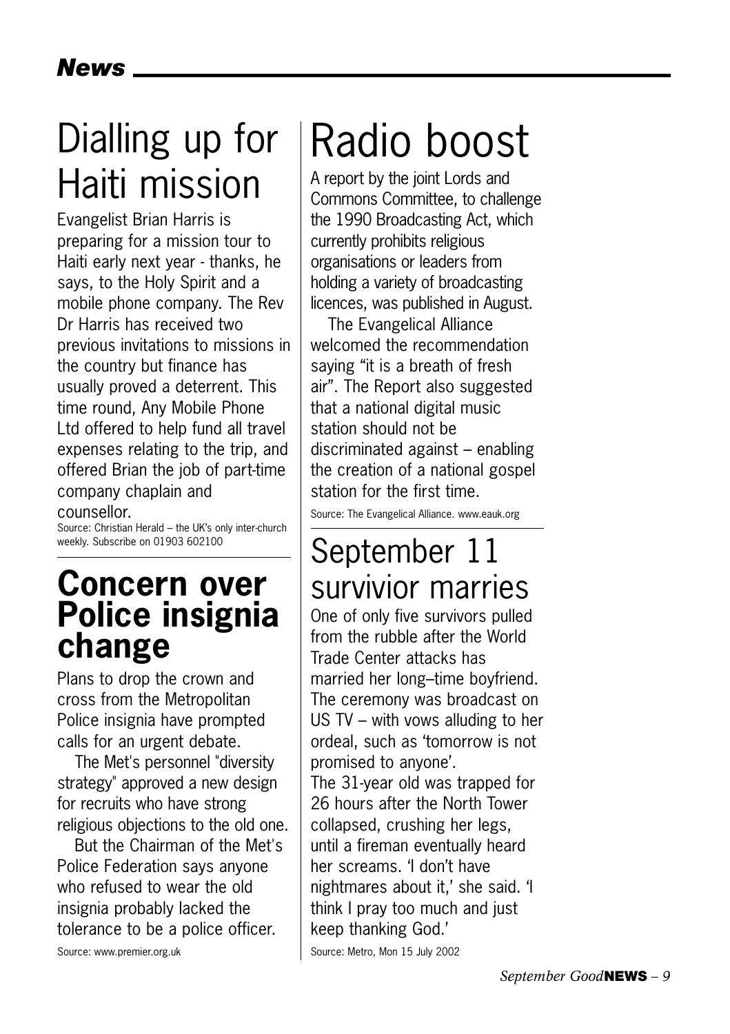## *News*

# Dialling up for Haiti mission

Evangelist Brian Harris is preparing for a mission tour to Haiti early next year - thanks, he says, to the Holy Spirit and a mobile phone company. The Rev Dr Harris has received two previous invitations to missions in the country but finance has usually proved a deterrent. This time round, Any Mobile Phone Ltd offered to help fund all travel expenses relating to the trip, and offered Brian the job of part-time company chaplain and counsellor.

Source: Christian Herald – the UK's only inter-church weekly. Subscribe on 01903 602100

# **Concern over Police insignia change**

Plans to drop the crown and cross from the Metropolitan Police insignia have prompted calls for an urgent debate.

The Met's personnel "diversity strategy" approved a new design for recruits who have strong religious objections to the old one.

But the Chairman of the Met's Police Federation says anyone who refused to wear the old insignia probably lacked the tolerance to be a police officer.

Source: www.premier.org.uk

# Radio boost

A report by the joint Lords and Commons Committee, to challenge the 1990 Broadcasting Act, which currently prohibits religious organisations or leaders from holding a variety of broadcasting licences, was published in August.

The Evangelical Alliance welcomed the recommendation saying "it is a breath of fresh air". The Report also suggested that a national digital music station should not be discriminated against – enabling the creation of a national gospel station for the first time.

Source: The Evangelical Alliance. www.eauk.org

# September 11 survivior marries

One of only five survivors pulled from the rubble after the World Trade Center attacks has married her long–time boyfriend. The ceremony was broadcast on US TV – with vows alluding to her ordeal, such as 'tomorrow is not promised to anyone'.

The 31-year old was trapped for 26 hours after the North Tower collapsed, crushing her legs, until a fireman eventually heard her screams. 'I don't have nightmares about it,' she said. 'I think I pray too much and just keep thanking God.'

Source: Metro, Mon 15 July 2002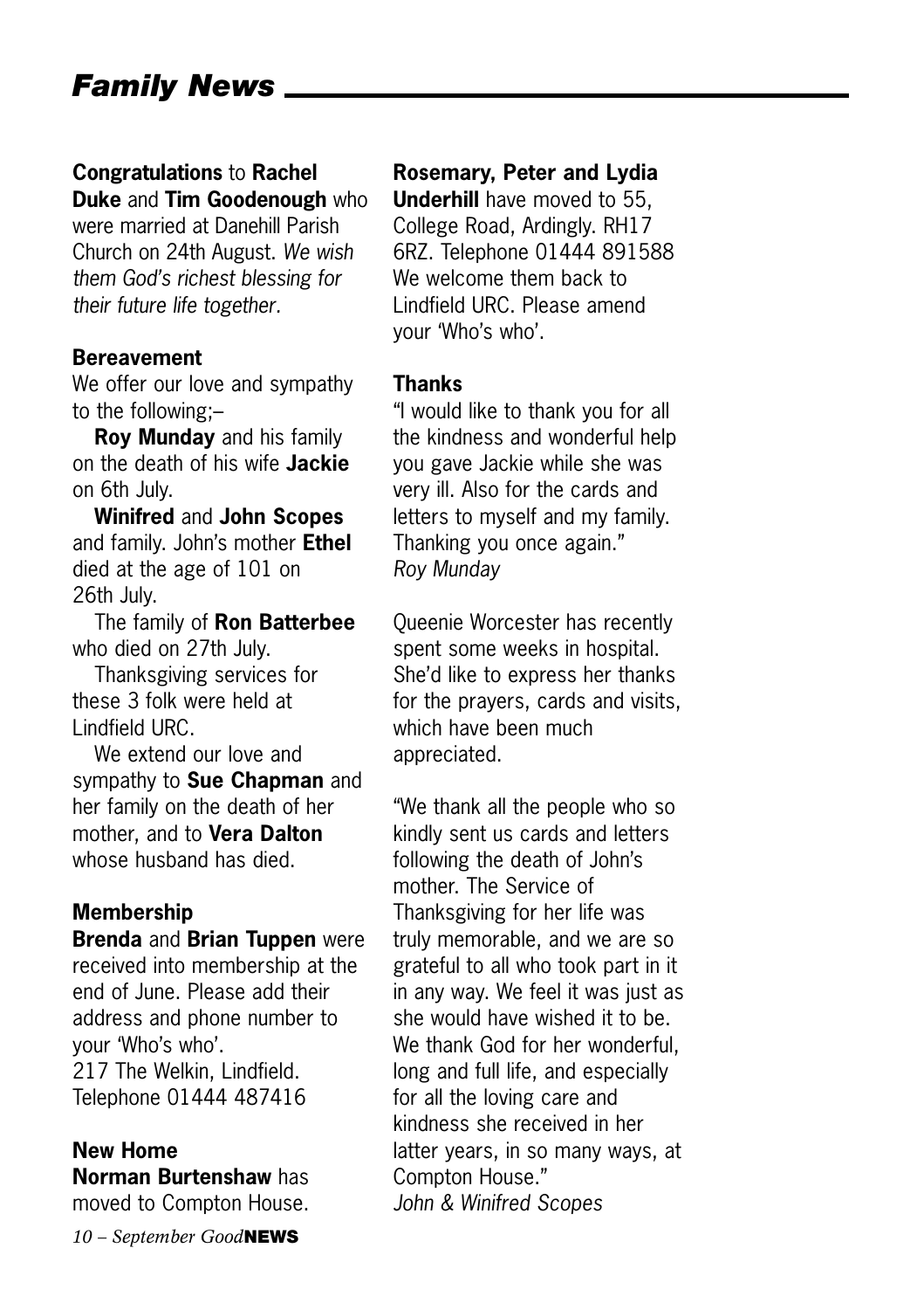# *Family News*

**Congratulations** to **Rachel Duke** and **Tim Goodenough** who were married at Danehill Parish Church on 24th August. *We wish them God's richest blessing for their future life together.*

**Bereavement**

We offer our love and sympathy to the following;–

**Roy Munday** and his family on the death of his wife **Jackie** on 6th July.

**Winifred** and **John Scopes** and family. John's mother **Ethel** died at the age of 101 on 26th July.

The family of **Ron Batterbee** who died on 27th July.

Thanksgiving services for these 3 folk were held at Lindfield URC.

We extend our love and sympathy to **Sue Chapman** and her family on the death of her mother, and to **Vera Dalton** whose husband has died.

**Membership**

**Brenda** and **Brian Tuppen** were received into membership at the end of June. Please add their address and phone number to your 'Who's who'.
217 The Welkin, Lindfield.
Telephone 01444 487416

**New Home**

**Norman Burtenshaw** has moved to Compton House.

**Rosemary, Peter and Lydia Underhill** have moved to 55, College Road, Ardingly. RH17 6RZ. Telephone 01444 891588 We welcome them back to Lindfield URC. Please amend your 'Who's who'.

**Thanks**

"I would like to thank you for all the kindness and wonderful help you gave Jackie while she was very ill. Also for the cards and letters to myself and my family. Thanking you once again."
*Roy Munday*

Queenie Worcester has recently spent some weeks in hospital. She'd like to express her thanks for the prayers, cards and visits, which have been much appreciated.

"We thank all the people who so kindly sent us cards and letters following the death of John's mother. The Service of Thanksgiving for her life was truly memorable, and we are so grateful to all who took part in it in any way. We feel it was just as she would have wished it to be. We thank God for her wonderful, long and full life, and especially for all the loving care and kindness she received in her latter years, in so many ways, at Compton House."
*John & Winifred Scopes*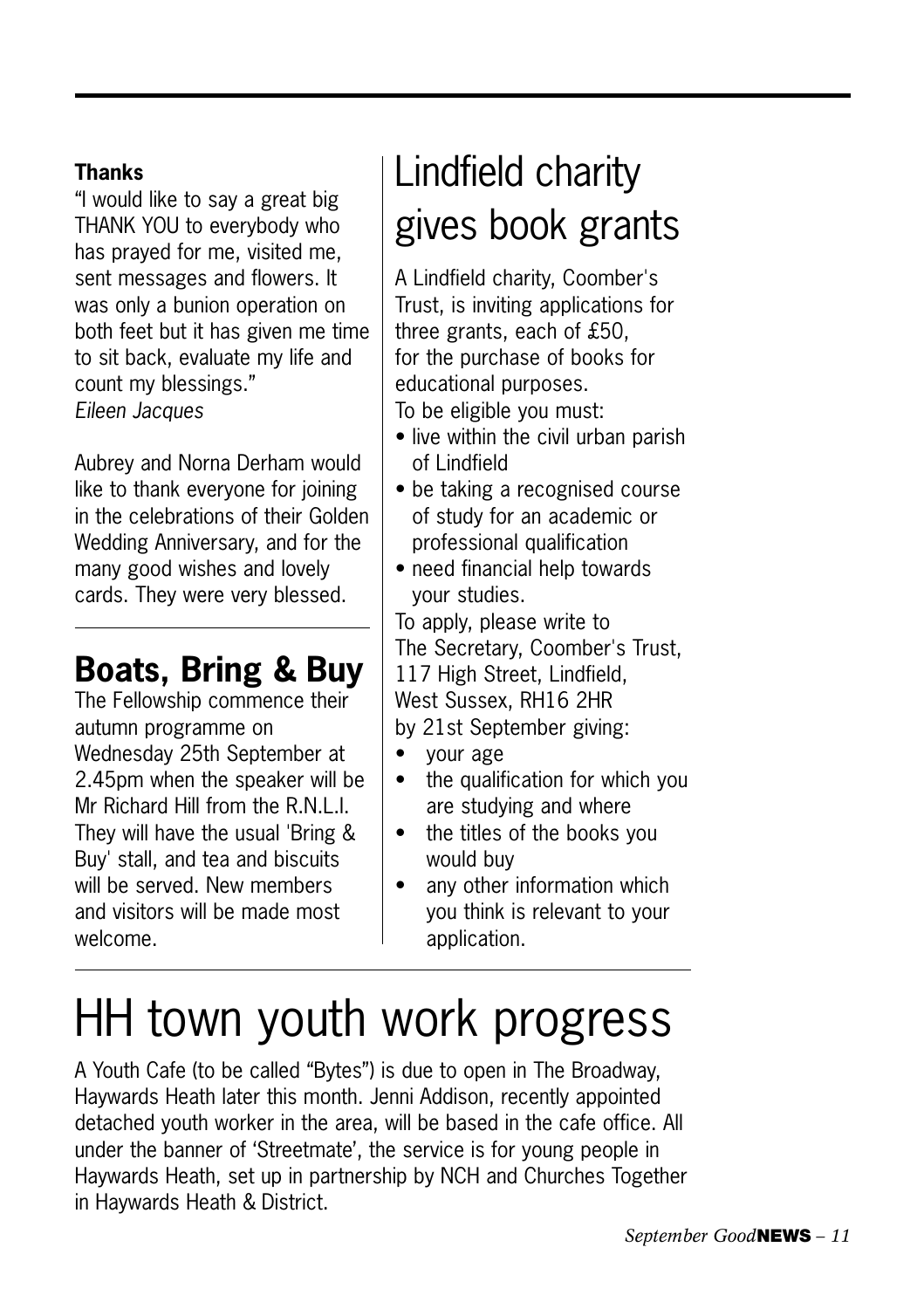**Thanks**

"I would like to say a great big THANK YOU to everybody who has prayed for me, visited me, sent messages and flowers. It was only a bunion operation on both feet but it has given me time to sit back, evaluate my life and count my blessings."
*Eileen Jacques*

Aubrey and Norna Derham would like to thank everyone for joining in the celebrations of their Golden Wedding Anniversary, and for the many good wishes and lovely cards. They were very blessed.

## Boats, Bring & Buy

The Fellowship commence their autumn programme on Wednesday 25th September at 2.45pm when the speaker will be Mr Richard Hill from the R.N.L.I. They will have the usual 'Bring & Buy' stall, and tea and biscuits will be served. New members and visitors will be made most welcome.

# Lindfield charity gives book grants

A Lindfield charity, Coomber's Trust, is inviting applications for three grants, each of £50, for the purchase of books for educational purposes.
To be eligible you must:

- live within the civil urban parish of Lindfield
- be taking a recognised course of study for an academic or professional qualification
- need financial help towards your studies.

To apply, please write to
The Secretary, Coomber's Trust,
117 High Street, Lindfield,
West Sussex, RH16 2HR
by 21st September giving:

- your age
- the qualification for which you are studying and where
- the titles of the books you would buy
- any other information which you think is relevant to your application.

# HH town youth work progress

A Youth Cafe (to be called "Bytes") is due to open in The Broadway, Haywards Heath later this month. Jenni Addison, recently appointed detached youth worker in the area, will be based in the cafe office. All under the banner of 'Streetmate', the service is for young people in Haywards Heath, set up in partnership by NCH and Churches Together in Haywards Heath & District.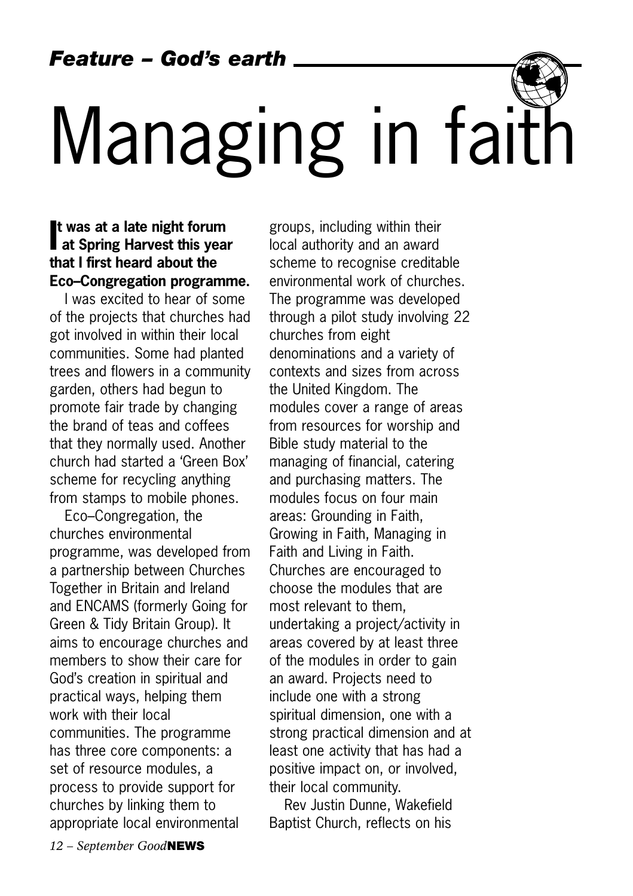*Feature – God's earth*

# Managing in faith

**It was at a late night forum at Spring Harvest this year that I first heard about the Eco–Congregation programme.**

I was excited to hear of some of the projects that churches had got involved in within their local communities. Some had planted trees and flowers in a community garden, others had begun to promote fair trade by changing the brand of teas and coffees that they normally used. Another church had started a 'Green Box' scheme for recycling anything from stamps to mobile phones.

Eco–Congregation, the churches environmental programme, was developed from a partnership between Churches Together in Britain and Ireland and ENCAMS (formerly Going for Green & Tidy Britain Group). It aims to encourage churches and members to show their care for God's creation in spiritual and practical ways, helping them work with their local communities. The programme has three core components: a set of resource modules, a process to provide support for churches by linking them to appropriate local environmental groups, including within their local authority and an award scheme to recognise creditable environmental work of churches. The programme was developed through a pilot study involving 22 churches from eight denominations and a variety of contexts and sizes from across the United Kingdom. The modules cover a range of areas from resources for worship and Bible study material to the managing of financial, catering and purchasing matters. The modules focus on four main areas: Grounding in Faith, Growing in Faith, Managing in Faith and Living in Faith. Churches are encouraged to choose the modules that are most relevant to them, undertaking a project/activity in areas covered by at least three of the modules in order to gain an award. Projects need to include one with a strong spiritual dimension, one with a strong practical dimension and at least one activity that has had a positive impact on, or involved, their local community.

Rev Justin Dunne, Wakefield Baptist Church, reflects on his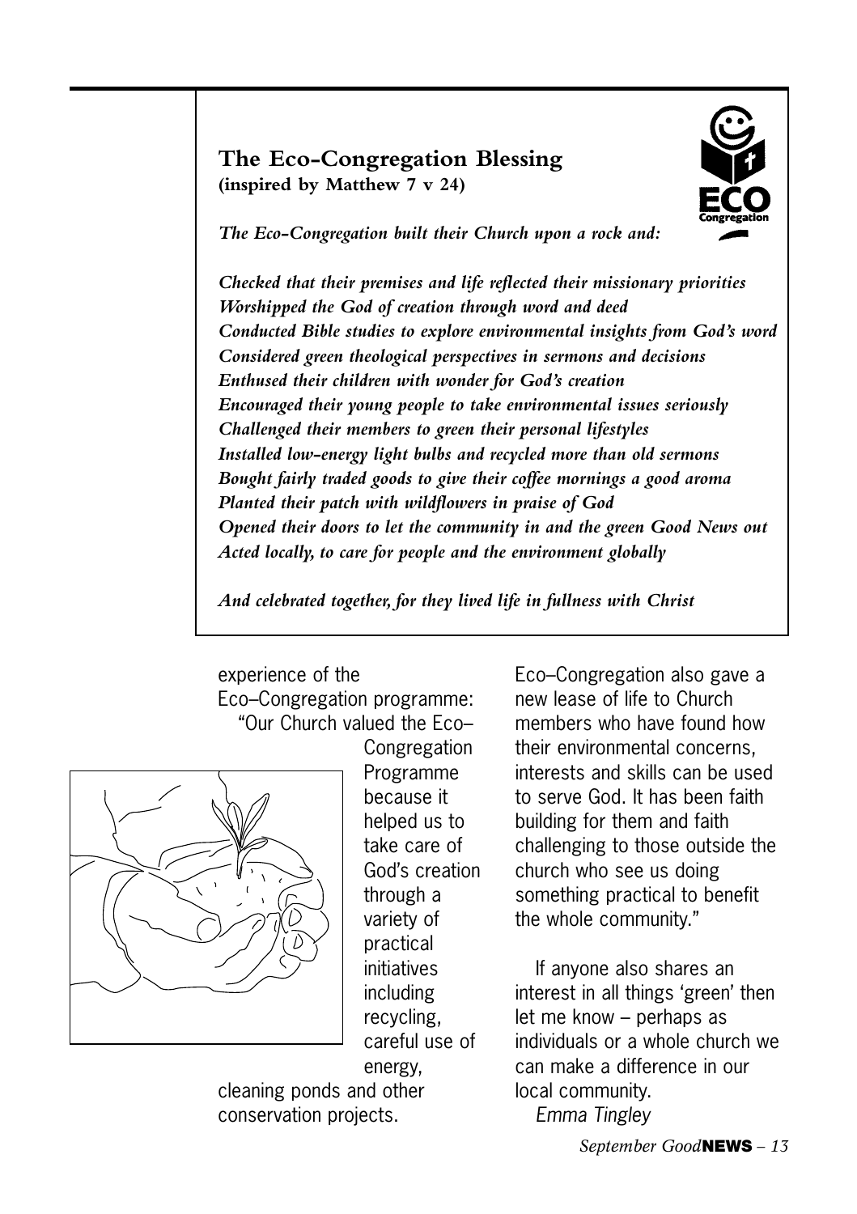## The Eco-Congregation Blessing
**(inspired by Matthew 7 v 24)**

***The Eco-Congregation built their Church upon a rock and:***

***Checked that their premises and life reflected their missionary priorities***
***Worshipped the God of creation through word and deed***
***Conducted Bible studies to explore environmental insights from God's word***
***Considered green theological perspectives in sermons and decisions***
***Enthused their children with wonder for God's creation***
***Encouraged their young people to take environmental issues seriously***
***Challenged their members to green their personal lifestyles***
***Installed low-energy light bulbs and recycled more than old sermons***
***Bought fairly traded goods to give their coffee mornings a good aroma***
***Planted their patch with wildflowers in praise of God***
***Opened their doors to let the community in and the green Good News out***
***Acted locally, to care for people and the environment globally***

***And celebrated together, for they lived life in fullness with Christ***

experience of the Eco–Congregation programme:

"Our Church valued the Eco–Congregation Programme because it helped us to take care of God's creation through a variety of practical initiatives including recycling, careful use of energy, cleaning ponds and other conservation projects. Eco–Congregation also gave a new lease of life to Church members who have found how their environmental concerns, interests and skills can be used to serve God. It has been faith building for them and faith challenging to those outside the church who see us doing something practical to benefit the whole community."

If anyone also shares an interest in all things 'green' then let me know – perhaps as individuals or a whole church we can make a difference in our local community.

*Emma Tingley*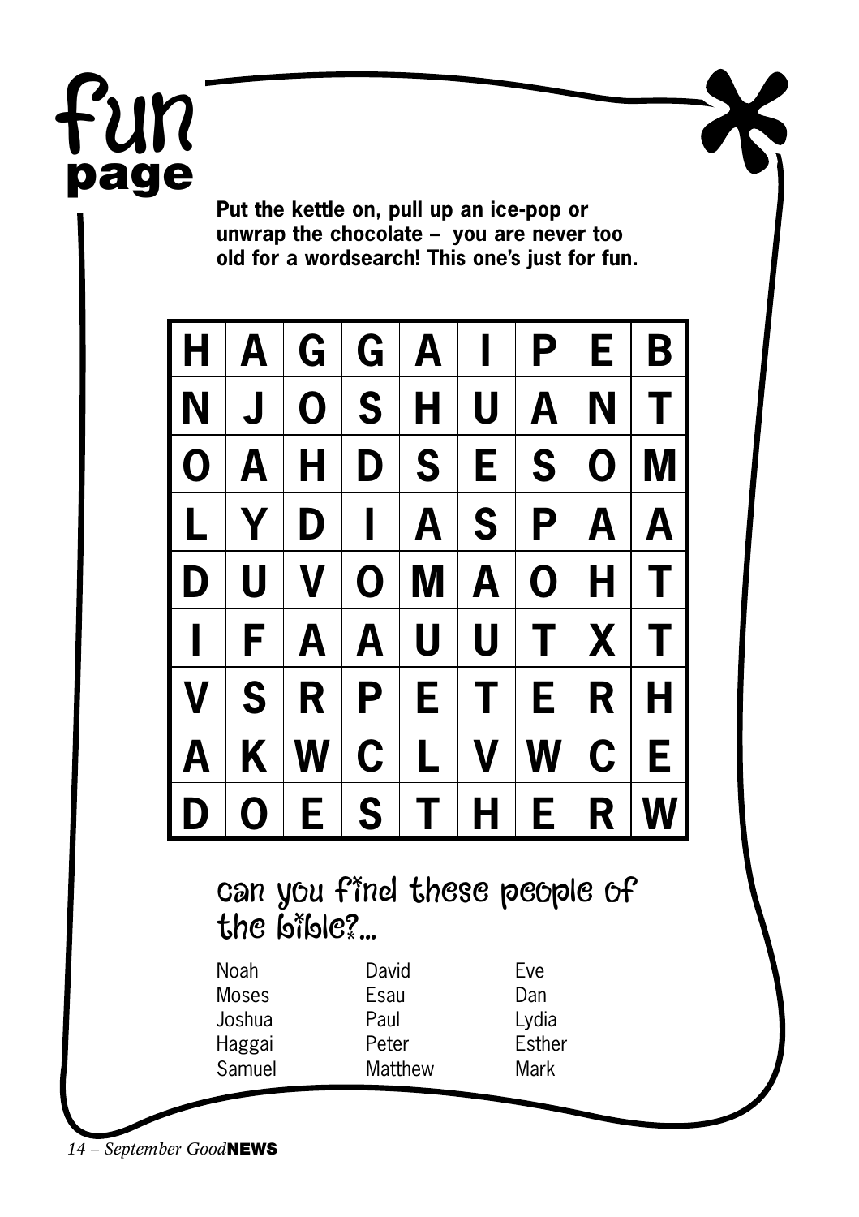# fun page

**Put the kettle on, pull up an ice-pop or unwrap the chocolate – you are never too old for a wordsearch! This one's just for fun.**

| | | | | | | | | |
|---|---|---|---|---|---|---|---|---|
| H | A | G | G | A | I | P | E | B |
| N | J | O | S | H | U | A | N | T |
| O | A | H | D | S | E | S | O | M |
| L | Y | D | I | A | S | P | A | A |
| D | U | V | O | M | A | O | H | T |
| I | F | A | A | U | U | T | X | T |
| V | S | R | P | E | T | E | R | H |
| A | K | W | C | L | V | W | C | E |
| D | O | E | S | T | H | E | R | W |

## can you find these people of the bible?...

| | | |
|---|---|---|
| Noah | David | Eve |
| Moses | Esau | Dan |
| Joshua | Paul | Lydia |
| Haggai | Peter | Esther |
| Samuel | Matthew | Mark |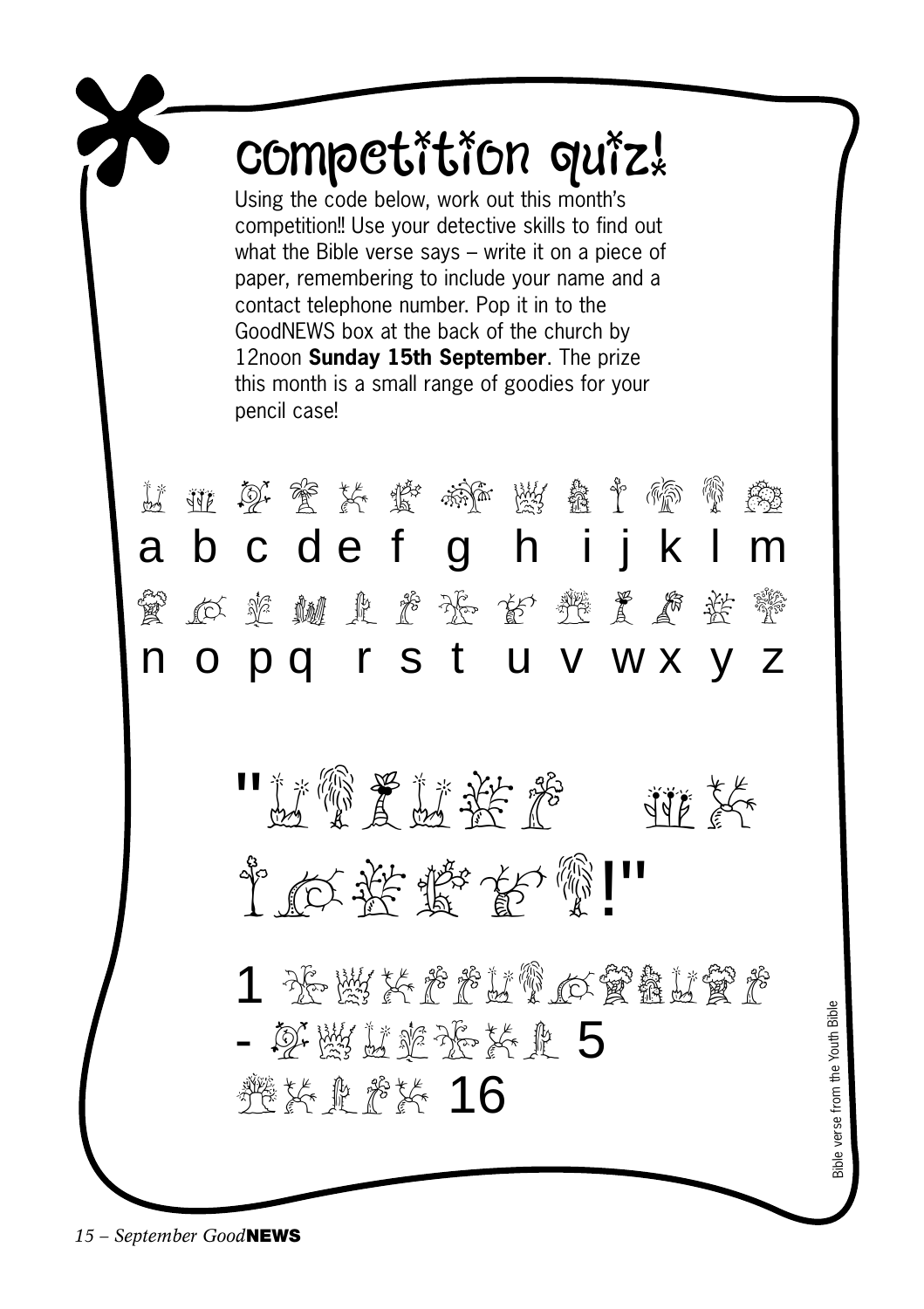# competition quiz!

Using the code below, work out this month's competition!! Use your detective skills to find out what the Bible verse says – write it on a piece of paper, remembering to include your name and a contact telephone number. Pop it in to the GoodNEWS box at the back of the church by 12noon **Sunday 15th September**. The prize this month is a small range of goodies for your pencil case!

a b c d e f g h i j k l m

n o p q r s t u v w x y z

" !"

1 - 5 16

Bible verse from the Youth Bible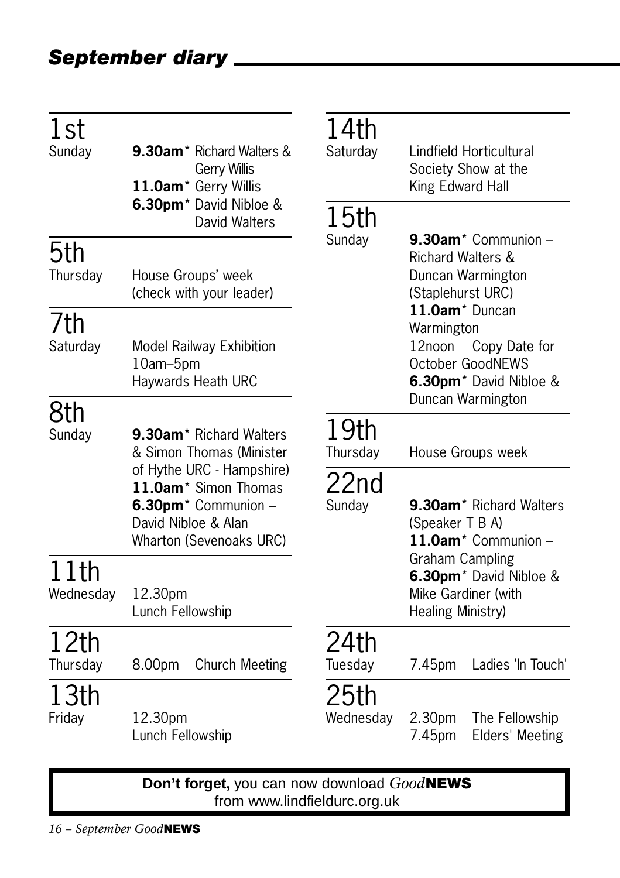## *September diary*

**1st**
Sunday
**9.30am*** Richard Walters & Gerry Willis
**11.0am*** Gerry Willis
**6.30pm*** David Nibloe & David Walters

**5th**
Thursday
House Groups' week (check with your leader)

**7th**
Saturday
Model Railway Exhibition 10am–5pm Haywards Heath URC

**8th**
Sunday
**9.30am*** Richard Walters & Simon Thomas (Minister of Hythe URC - Hampshire)
**11.0am*** Simon Thomas
**6.30pm*** Communion – David Nibloe & Alan Wharton (Sevenoaks URC)

**11th**
Wednesday
12.30pm Lunch Fellowship

**12th**
Thursday
8.00pm Church Meeting

**13th**
Friday
12.30pm Lunch Fellowship

**14th**
Saturday
Lindfield Horticultural Society Show at the King Edward Hall

**15th**
Sunday
**9.30am*** Communion – Richard Walters & Duncan Warmington (Staplehurst URC)
**11.0am*** Duncan Warmington
12noon Copy Date for October GoodNEWS
**6.30pm*** David Nibloe & Duncan Warmington

**19th**
Thursday
House Groups week

**22nd**
Sunday
**9.30am*** Richard Walters (Speaker T B A)
**11.0am*** Communion – Graham Campling
**6.30pm*** David Nibloe & Mike Gardiner (with Healing Ministry)

**24th**
Tuesday
7.45pm Ladies 'In Touch'

**25th**
Wednesday
2.30pm The Fellowship
7.45pm Elders' Meeting

**Don't forget,** you can now download *Good***NEWS** from www.lindfieldurc.org.uk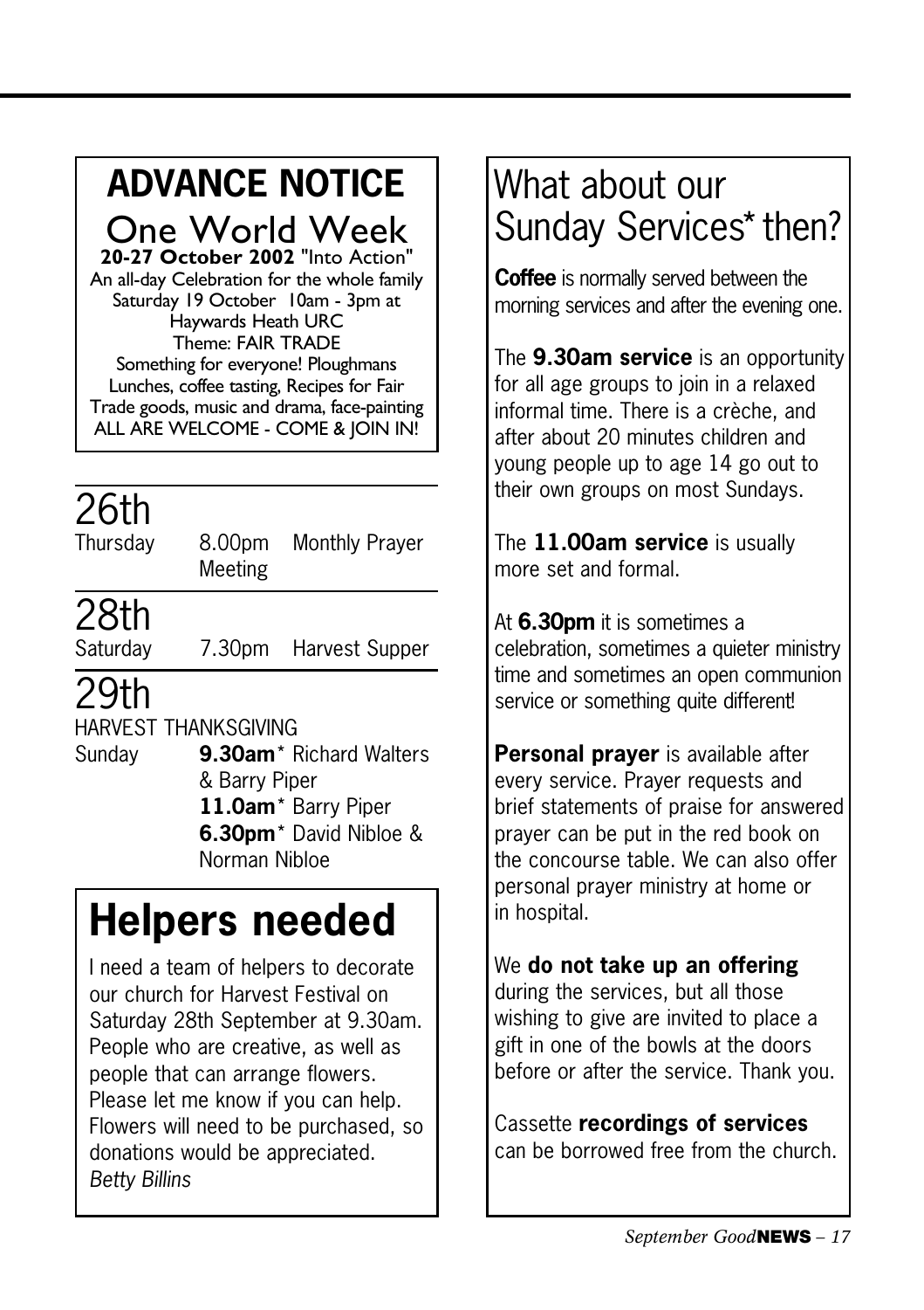## ADVANCE NOTICE

### One World Week

**20-27 October 2002** "Into Action"
An all-day Celebration for the whole family
Saturday 19 October 10am - 3pm at
Haywards Heath URC
Theme: FAIR TRADE
Something for everyone! Ploughmans Lunches, coffee tasting, Recipes for Fair Trade goods, music and drama, face-painting
ALL ARE WELCOME - COME & JOIN IN!

## 26th

Thursday 8.00pm Monthly Prayer Meeting

## 28th

Saturday 7.30pm Harvest Supper

## 29th

HARVEST THANKSGIVING

Sunday **9.30am*** Richard Walters & Barry Piper
**11.0am*** Barry Piper
**6.30pm*** David Nibloe & Norman Nibloe

## Helpers needed

I need a team of helpers to decorate our church for Harvest Festival on Saturday 28th September at 9.30am. People who are creative, as well as people that can arrange flowers. Please let me know if you can help. Flowers will need to be purchased, so donations would be appreciated.
*Betty Billins*

## What about our Sunday Services* then?

**Coffee** is normally served between the morning services and after the evening one.

The **9.30am service** is an opportunity for all age groups to join in a relaxed informal time. There is a crèche, and after about 20 minutes children and young people up to age 14 go out to their own groups on most Sundays.

The **11.00am service** is usually more set and formal.

At **6.30pm** it is sometimes a celebration, sometimes a quieter ministry time and sometimes an open communion service or something quite different!

**Personal prayer** is available after every service. Prayer requests and brief statements of praise for answered prayer can be put in the red book on the concourse table. We can also offer personal prayer ministry at home or in hospital.

We **do not take up an offering** during the services, but all those wishing to give are invited to place a gift in one of the bowls at the doors before or after the service. Thank you.

Cassette **recordings of services** can be borrowed free from the church.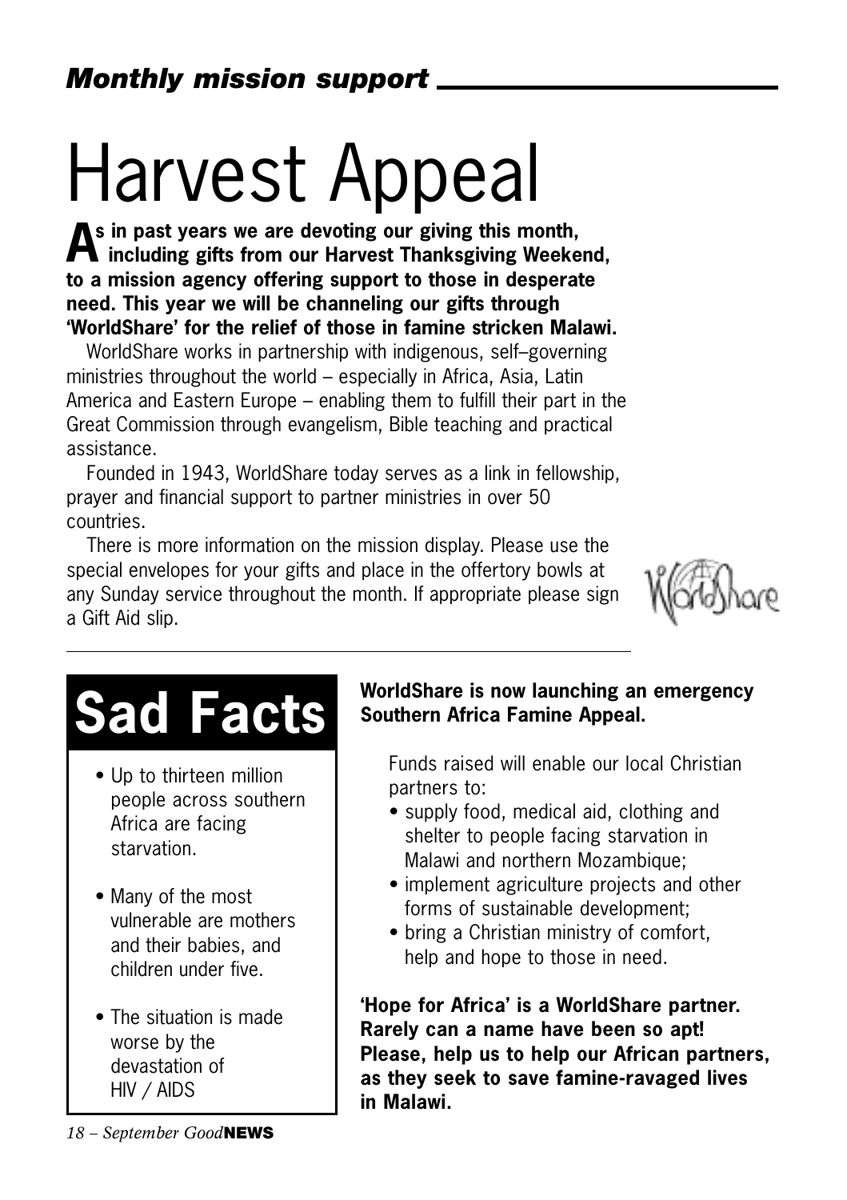## *Monthly mission support*

# Harvest Appeal

**As in past years we are devoting our giving this month, including gifts from our Harvest Thanksgiving Weekend, to a mission agency offering support to those in desperate need. This year we will be channeling our gifts through 'WorldShare' for the relief of those in famine stricken Malawi.**

WorldShare works in partnership with indigenous, self–governing ministries throughout the world – especially in Africa, Asia, Latin America and Eastern Europe – enabling them to fulfill their part in the Great Commission through evangelism, Bible teaching and practical assistance.

Founded in 1943, WorldShare today serves as a link in fellowship, prayer and financial support to partner ministries in over 50 countries.

There is more information on the mission display. Please use the special envelopes for your gifts and place in the offertory bowls at any Sunday service throughout the month. If appropriate please sign a Gift Aid slip.

WorldShare

## Sad Facts

- Up to thirteen million people across southern Africa are facing starvation.
- Many of the most vulnerable are mothers and their babies, and children under five.
- The situation is made worse by the devastation of HIV / AIDS

**WorldShare is now launching an emergency Southern Africa Famine Appeal.**

Funds raised will enable our local Christian partners to:

- supply food, medical aid, clothing and shelter to people facing starvation in Malawi and northern Mozambique;
- implement agriculture projects and other forms of sustainable development;
- bring a Christian ministry of comfort, help and hope to those in need.

**'Hope for Africa' is a WorldShare partner. Rarely can a name have been so apt! Please, help us to help our African partners, as they seek to save famine-ravaged lives in Malawi.**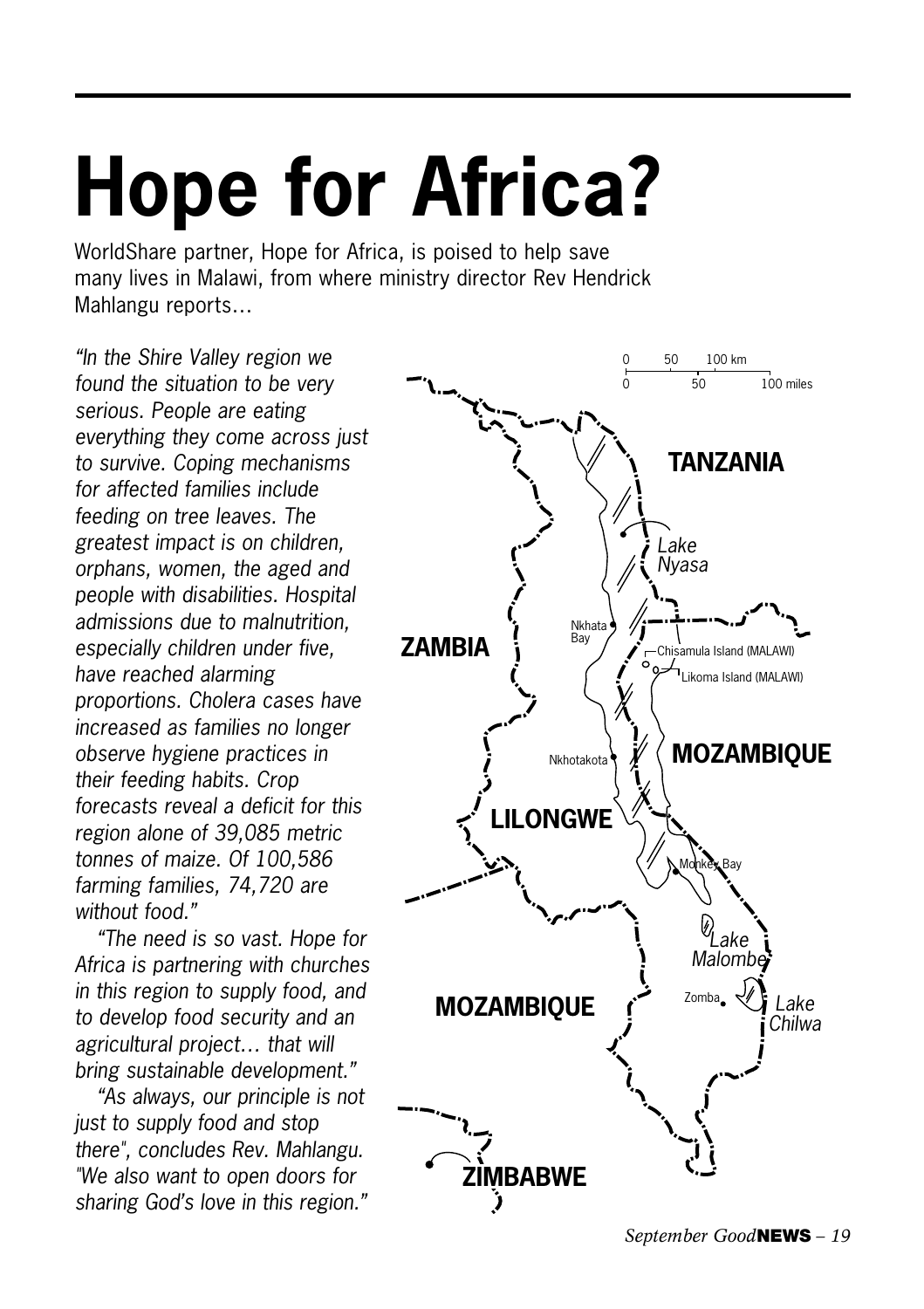# Hope for Africa?

WorldShare partner, Hope for Africa, is poised to help save many lives in Malawi, from where ministry director Rev Hendrick Mahlangu reports…

*"In the Shire Valley region we found the situation to be very serious. People are eating everything they come across just to survive. Coping mechanisms for affected families include feeding on tree leaves. The greatest impact is on children, orphans, women, the aged and people with disabilities. Hospital admissions due to malnutrition, especially children under five, have reached alarming proportions. Cholera cases have increased as families no longer observe hygiene practices in their feeding habits. Crop forecasts reveal a deficit for this region alone of 39,085 metric tonnes of maize. Of 100,586 farming families, 74,720 are without food."*

*"The need is so vast. Hope for Africa is partnering with churches in this region to supply food, and to develop food security and an agricultural project… that will bring sustainable development."*

*"As always, our principle is not just to supply food and stop there", concludes Rev. Mahlangu. "We also want to open doors for sharing God's love in this region."*

0 50 100 km
0 50 100 miles

TANZANIA

Lake Nyasa

Nkhata Bay

ZAMBIA

Chisamula Island (MALAWI)

Likoma Island (MALAWI)

Nkhotakota

MOZAMBIQUE

LILONGWE

Monkey Bay

Lake Malombe

Zomba

Lake Chilwa

MOZAMBIQUE

ZIMBABWE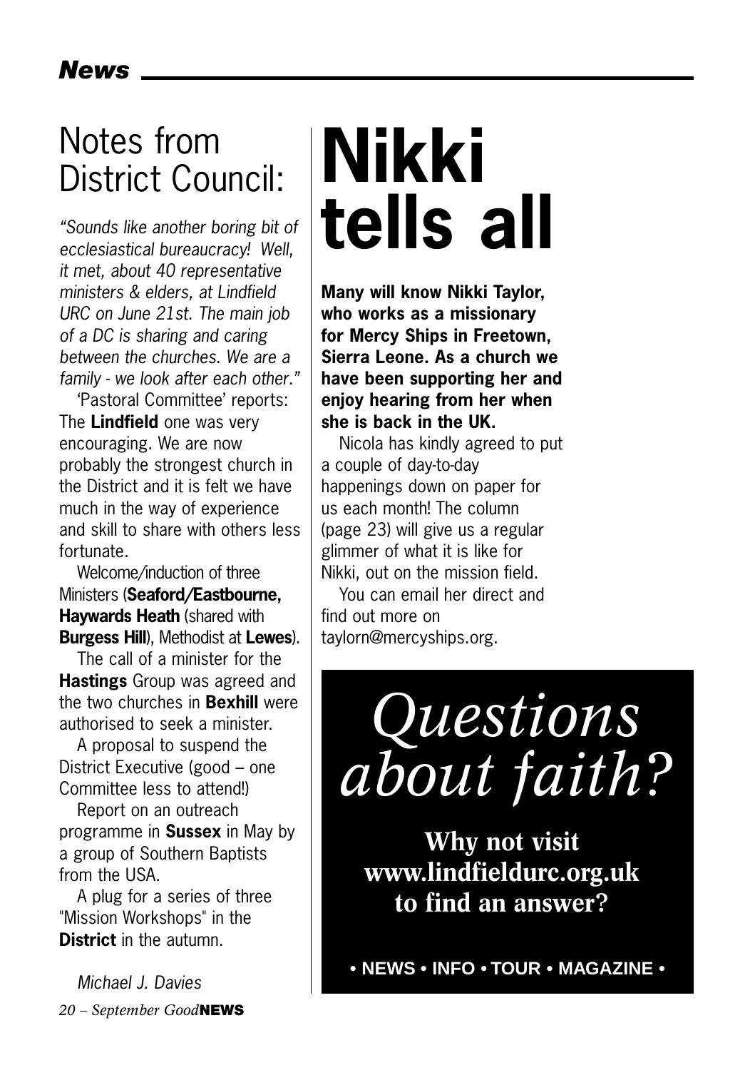# Notes from District Council:

*"Sounds like another boring bit of ecclesiastical bureaucracy! Well, it met, about 40 representative ministers & elders, at Lindfield URC on June 21st. The main job of a DC is sharing and caring between the churches. We are a family - we look after each other."*

'Pastoral Committee' reports: The **Lindfield** one was very encouraging. We are now probably the strongest church in the District and it is felt we have much in the way of experience and skill to share with others less fortunate.

Welcome/induction of three Ministers (**Seaford/Eastbourne, Haywards Heath** (shared with **Burgess Hill**), Methodist at **Lewes**).

The call of a minister for the **Hastings** Group was agreed and the two churches in **Bexhill** were authorised to seek a minister.

A proposal to suspend the District Executive (good – one Committee less to attend!)

Report on an outreach programme in **Sussex** in May by a group of Southern Baptists from the USA.

A plug for a series of three "Mission Workshops" in the **District** in the autumn.

*Michael J. Davies*

# Nikki tells all

**Many will know Nikki Taylor, who works as a missionary for Mercy Ships in Freetown, Sierra Leone. As a church we have been supporting her and enjoy hearing from her when she is back in the UK.**

Nicola has kindly agreed to put a couple of day-to-day happenings down on paper for us each month! The column (page 23) will give us a regular glimmer of what it is like for Nikki, out on the mission field.

You can email her direct and find out more on taylorn@mercyships.org.

*Questions about faith?*

**Why not visit www.lindfieldurc.org.uk to find an answer?**

**• NEWS • INFO • TOUR • MAGAZINE •**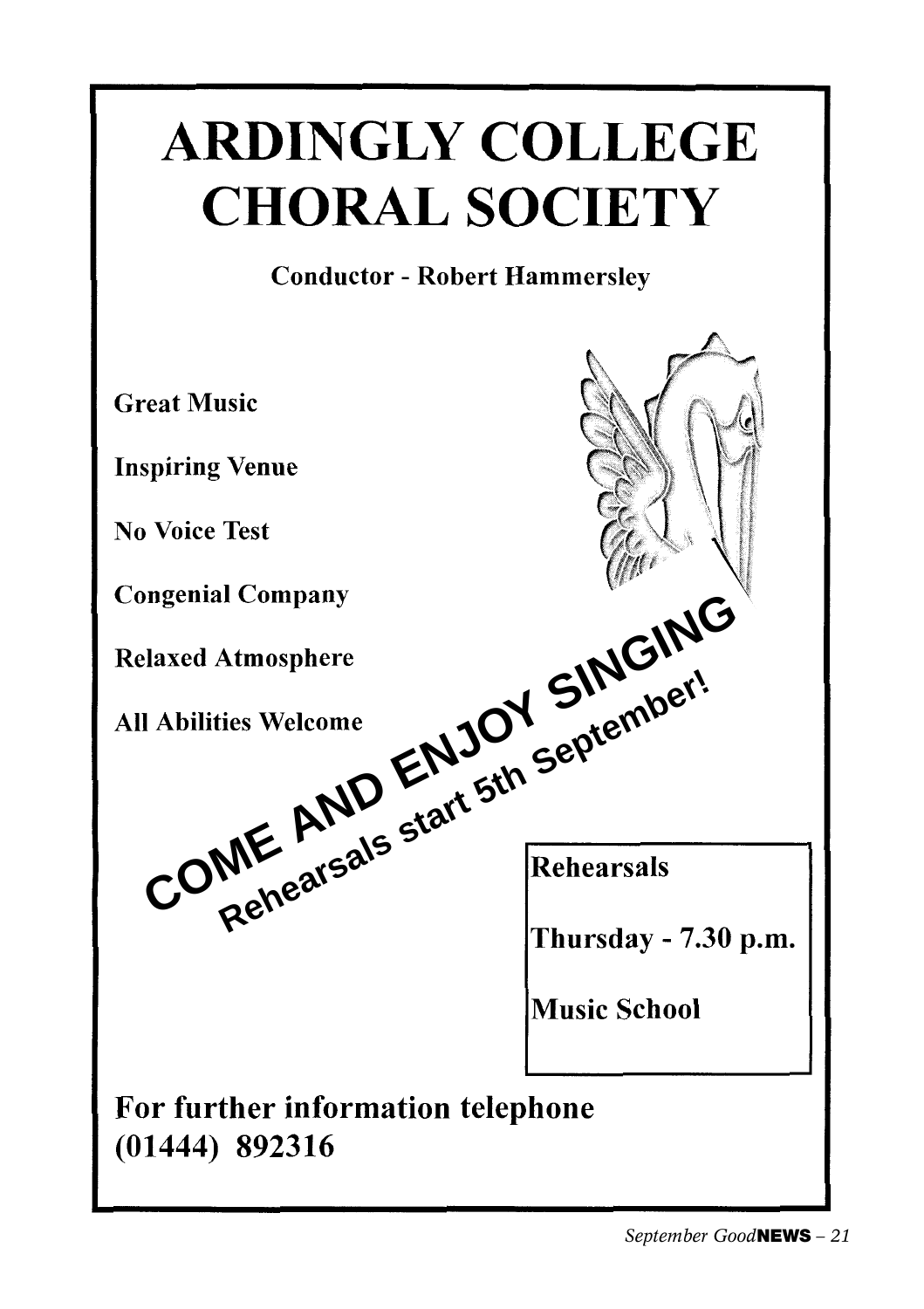# ARDINGLY COLLEGE CHORAL SOCIETY

**Conductor - Robert Hammersley**

**Great Music**

**Inspiring Venue**

**No Voice Test**

**Congenial Company**

**Relaxed Atmosphere**

**All Abilities Welcome**

**COME AND ENJOY SINGING**

**Rehearsals start 5th September!**

**Rehearsals**

**Thursday - 7.30 p.m.**

**Music School**

**For further information telephone (01444) 892316**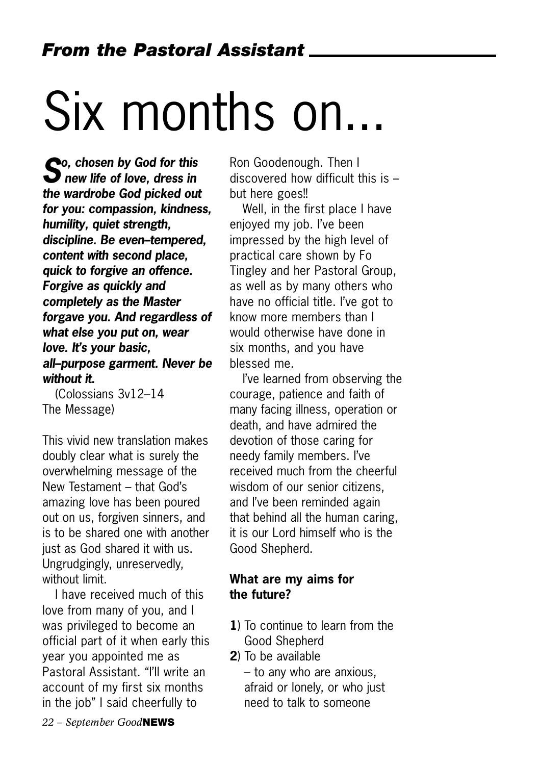## *From the Pastoral Assistant*

# Six months on...

***So, chosen by God for this new life of love, dress in the wardrobe God picked out for you: compassion, kindness, humility, quiet strength, discipline. Be even–tempered, content with second place, quick to forgive an offence. Forgive as quickly and completely as the Master forgave you. And regardless of what else you put on, wear love. It's your basic, all–purpose garment. Never be without it.***

(Colossians 3v12–14 The Message)

This vivid new translation makes doubly clear what is surely the overwhelming message of the New Testament – that God's amazing love has been poured out on us, forgiven sinners, and is to be shared one with another just as God shared it with us. Ungrudgingly, unreservedly, without limit.

I have received much of this love from many of you, and I was privileged to become an official part of it when early this year you appointed me as Pastoral Assistant. "I'll write an account of my first six months in the job" I said cheerfully to Ron Goodenough. Then I discovered how difficult this is – but here goes!!

Well, in the first place I have enjoyed my job. I've been impressed by the high level of practical care shown by Fo Tingley and her Pastoral Group, as well as by many others who have no official title. I've got to know more members than I would otherwise have done in six months, and you have blessed me.

I've learned from observing the courage, patience and faith of many facing illness, operation or death, and have admired the devotion of those caring for needy family members. I've received much from the cheerful wisdom of our senior citizens, and I've been reminded again that behind all the human caring, it is our Lord himself who is the Good Shepherd.

**What are my aims for the future?**

**1**) To continue to learn from the Good Shepherd

**2**) To be available – to any who are anxious, afraid or lonely, or who just need to talk to someone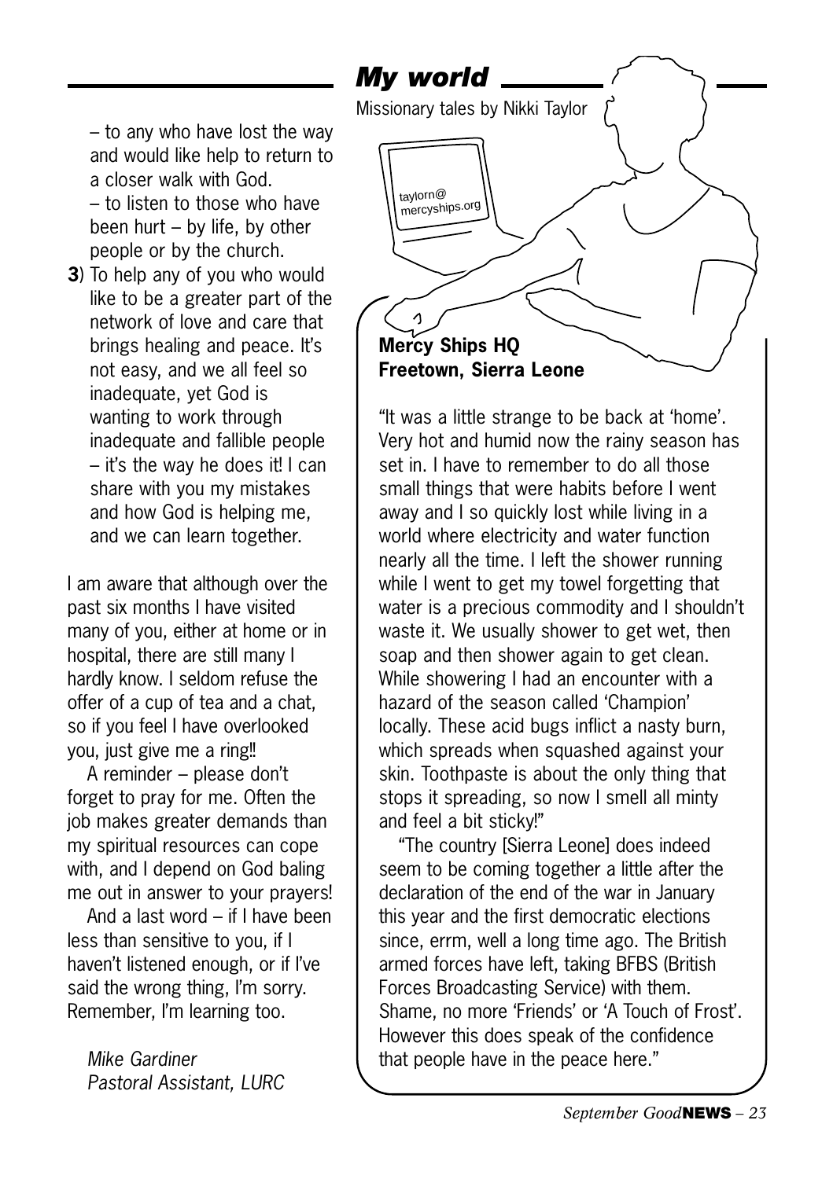– to any who have lost the way and would like help to return to a closer walk with God.

– to listen to those who have been hurt – by life, by other people or by the church.

**3**) To help any of you who would like to be a greater part of the network of love and care that brings healing and peace. It's not easy, and we all feel so inadequate, yet God is wanting to work through inadequate and fallible people – it's the way he does it! I can share with you my mistakes and how God is helping me, and we can learn together.

I am aware that although over the past six months I have visited many of you, either at home or in hospital, there are still many I hardly know. I seldom refuse the offer of a cup of tea and a chat, so if you feel I have overlooked you, just give me a ring!!

A reminder – please don't forget to pray for me. Often the job makes greater demands than my spiritual resources can cope with, and I depend on God baling me out in answer to your prayers!

And a last word – if I have been less than sensitive to you, if I haven't listened enough, or if I've said the wrong thing, I'm sorry. Remember, I'm learning too.

*Mike Gardiner*
*Pastoral Assistant, LURC*

## *My world*

Missionary tales by Nikki Taylor

taylorn@mercyships.org

**Mercy Ships HQ**
**Freetown, Sierra Leone**

"It was a little strange to be back at 'home'. Very hot and humid now the rainy season has set in. I have to remember to do all those small things that were habits before I went away and I so quickly lost while living in a world where electricity and water function nearly all the time. I left the shower running while I went to get my towel forgetting that water is a precious commodity and I shouldn't waste it. We usually shower to get wet, then soap and then shower again to get clean. While showering I had an encounter with a hazard of the season called 'Champion' locally. These acid bugs inflict a nasty burn, which spreads when squashed against your skin. Toothpaste is about the only thing that stops it spreading, so now I smell all minty and feel a bit sticky!"

"The country [Sierra Leone] does indeed seem to be coming together a little after the declaration of the end of the war in January this year and the first democratic elections since, errm, well a long time ago. The British armed forces have left, taking BFBS (British Forces Broadcasting Service) with them. Shame, no more 'Friends' or 'A Touch of Frost'. However this does speak of the confidence that people have in the peace here."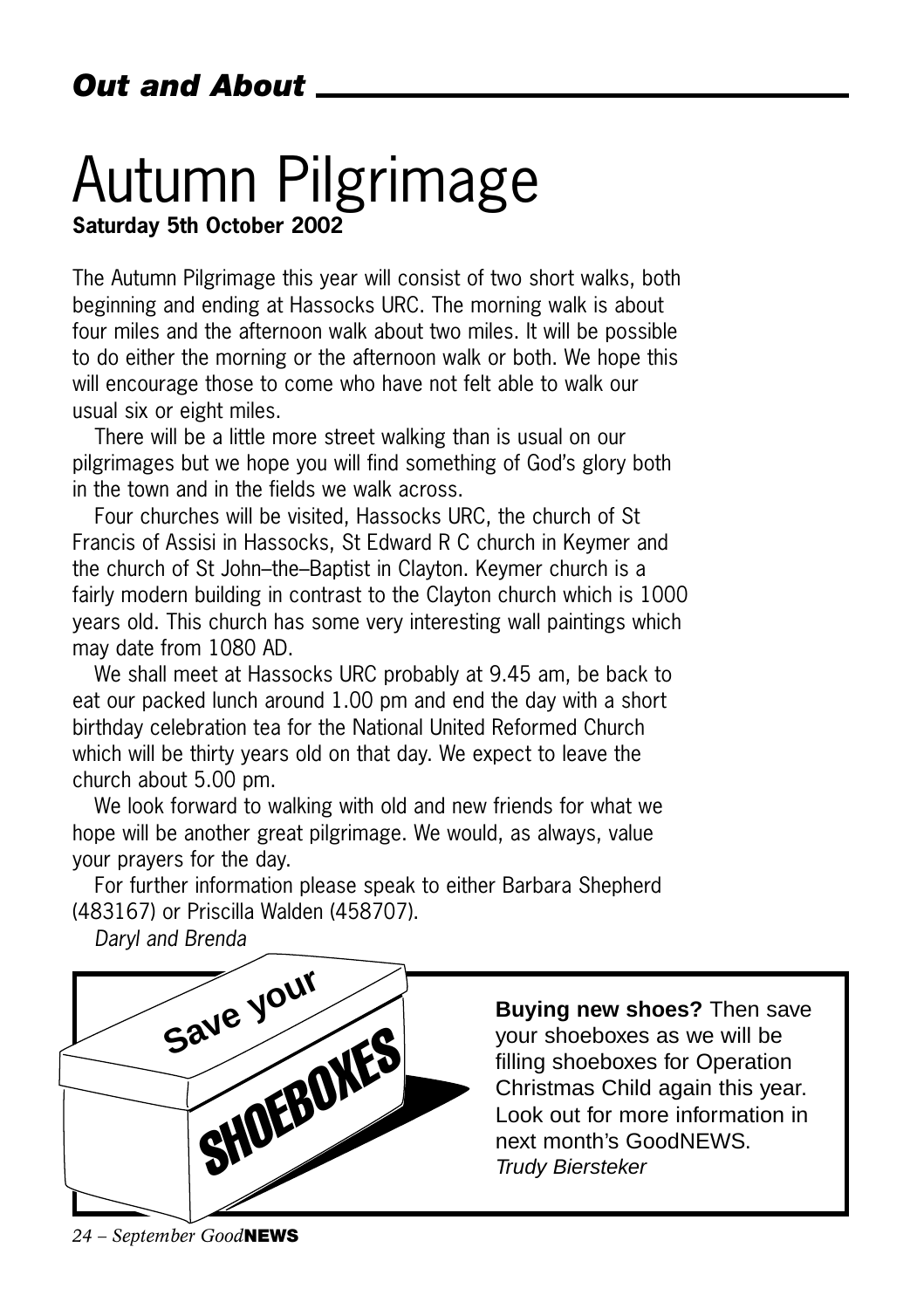*Out and About*

# Autumn Pilgrimage

**Saturday 5th October 2002**

The Autumn Pilgrimage this year will consist of two short walks, both beginning and ending at Hassocks URC. The morning walk is about four miles and the afternoon walk about two miles. It will be possible to do either the morning or the afternoon walk or both. We hope this will encourage those to come who have not felt able to walk our usual six or eight miles.

There will be a little more street walking than is usual on our pilgrimages but we hope you will find something of God's glory both in the town and in the fields we walk across.

Four churches will be visited, Hassocks URC, the church of St Francis of Assisi in Hassocks, St Edward R C church in Keymer and the church of St John–the–Baptist in Clayton. Keymer church is a fairly modern building in contrast to the Clayton church which is 1000 years old. This church has some very interesting wall paintings which may date from 1080 AD.

We shall meet at Hassocks URC probably at 9.45 am, be back to eat our packed lunch around 1.00 pm and end the day with a short birthday celebration tea for the National United Reformed Church which will be thirty years old on that day. We expect to leave the church about 5.00 pm.

We look forward to walking with old and new friends for what we hope will be another great pilgrimage. We would, as always, value your prayers for the day.

For further information please speak to either Barbara Shepherd (483167) or Priscilla Walden (458707).

*Daryl and Brenda*

**Save your SHOEBOXES**

**Buying new shoes?** Then save your shoeboxes as we will be filling shoeboxes for Operation Christmas Child again this year. Look out for more information in next month's GoodNEWS.

*Trudy Biersteker*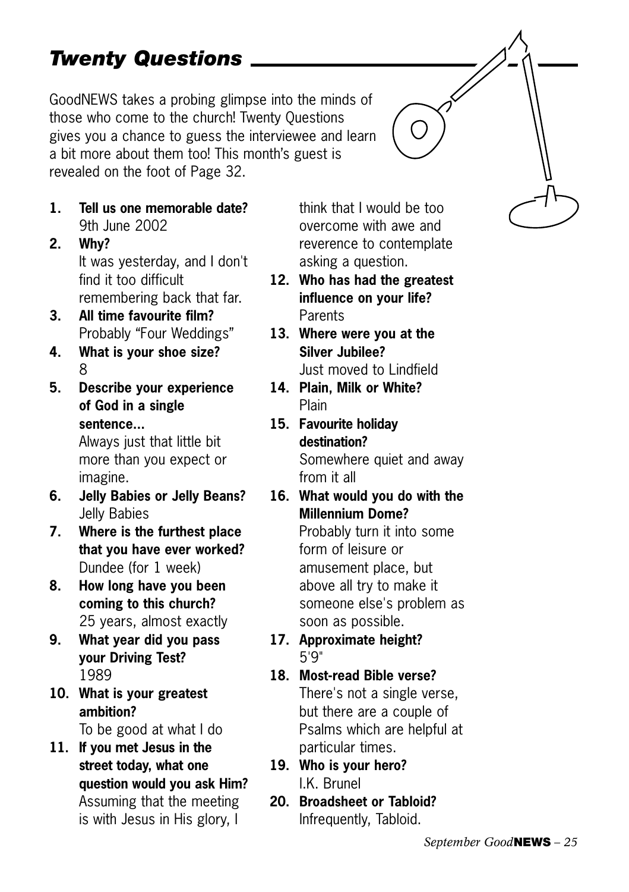## *Twenty Questions*

GoodNEWS takes a probing glimpse into the minds of those who come to the church! Twenty Questions gives you a chance to guess the interviewee and learn a bit more about them too! This month's guest is revealed on the foot of Page 32.

1. **Tell us one memorable date?**
   9th June 2002
2. **Why?**
   It was yesterday, and I don't find it too difficult remembering back that far.
3. **All time favourite film?**
   Probably "Four Weddings"
4. **What is your shoe size?**
   8
5. **Describe your experience of God in a single sentence...**
   Always just that little bit more than you expect or imagine.
6. **Jelly Babies or Jelly Beans?**
   Jelly Babies
7. **Where is the furthest place that you have ever worked?**
   Dundee (for 1 week)
8. **How long have you been coming to this church?**
   25 years, almost exactly
9. **What year did you pass your Driving Test?**
   1989
10. **What is your greatest ambition?**
    To be good at what I do
11. **If you met Jesus in the street today, what one question would you ask Him?**
    Assuming that the meeting is with Jesus in His glory, I think that I would be too overcome with awe and reverence to contemplate asking a question.
12. **Who has had the greatest influence on your life?**
    Parents
13. **Where were you at the Silver Jubilee?**
    Just moved to Lindfield
14. **Plain, Milk or White?**
    Plain
15. **Favourite holiday destination?**
    Somewhere quiet and away from it all
16. **What would you do with the Millennium Dome?**
    Probably turn it into some form of leisure or amusement place, but above all try to make it someone else's problem as soon as possible.
17. **Approximate height?**
    5'9"
18. **Most-read Bible verse?**
    There's not a single verse, but there are a couple of Psalms which are helpful at particular times.
19. **Who is your hero?**
    I.K. Brunel
20. **Broadsheet or Tabloid?**
    Infrequently, Tabloid.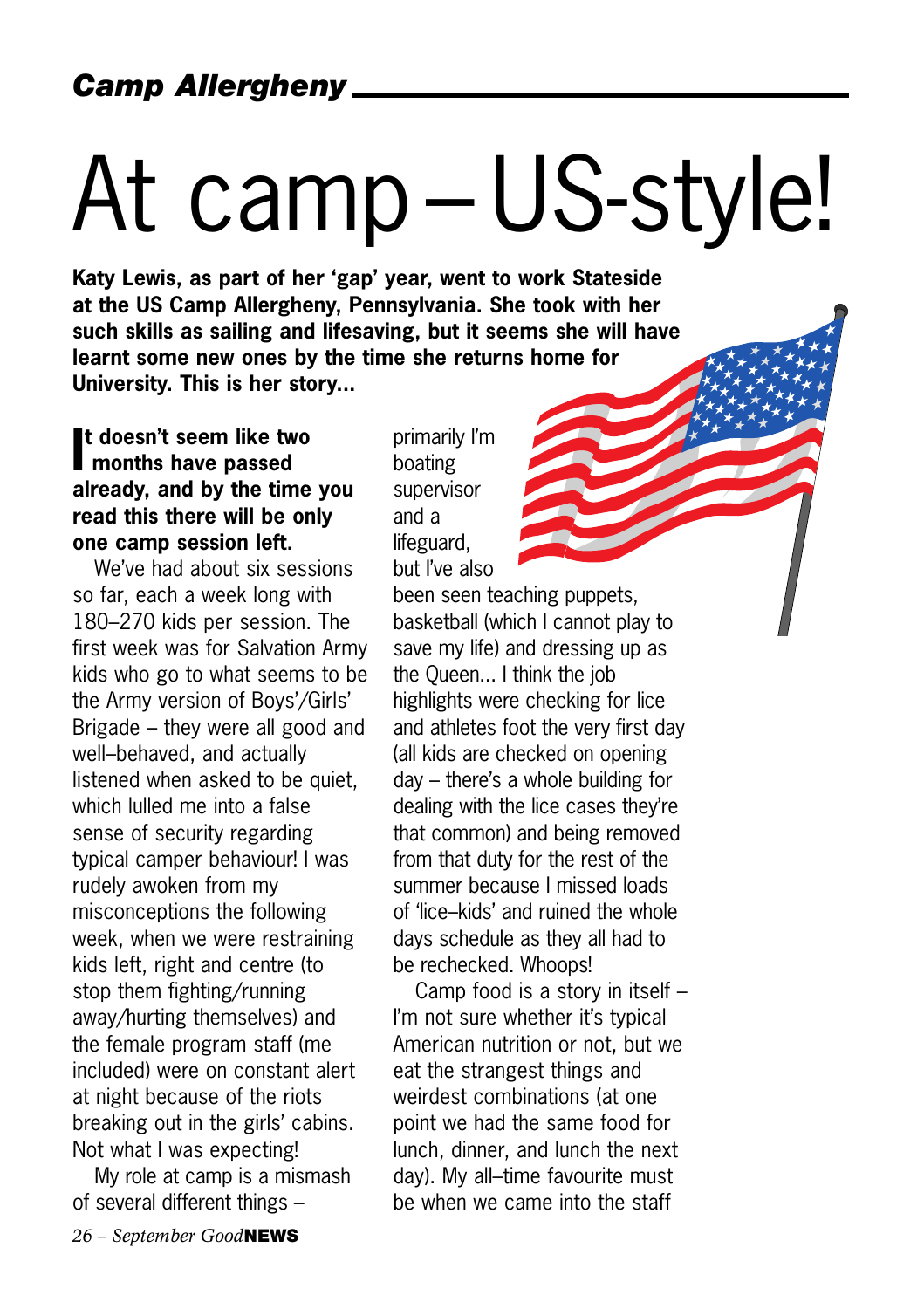**Camp Allergheny**

# At camp – US-style!

**Katy Lewis, as part of her 'gap' year, went to work Stateside at the US Camp Allergheny, Pennsylvania. She took with her such skills as sailing and lifesaving, but it seems she will have learnt some new ones by the time she returns home for University. This is her story...**

**It doesn't seem like two months have passed already, and by the time you read this there will be only one camp session left.**

We've had about six sessions so far, each a week long with 180–270 kids per session. The first week was for Salvation Army kids who go to what seems to be the Army version of Boys'/Girls' Brigade – they were all good and well–behaved, and actually listened when asked to be quiet, which lulled me into a false sense of security regarding typical camper behaviour! I was rudely awoken from my misconceptions the following week, when we were restraining kids left, right and centre (to stop them fighting/running away/hurting themselves) and the female program staff (me included) were on constant alert at night because of the riots breaking out in the girls' cabins. Not what I was expecting!

My role at camp is a mismash of several different things – primarily I'm boating supervisor and a lifeguard, but I've also been seen teaching puppets, basketball (which I cannot play to save my life) and dressing up as the Queen... I think the job highlights were checking for lice and athletes foot the very first day (all kids are checked on opening day – there's a whole building for dealing with the lice cases they're that common) and being removed from that duty for the rest of the summer because I missed loads of 'lice–kids' and ruined the whole days schedule as they all had to be rechecked. Whoops!

Camp food is a story in itself – I'm not sure whether it's typical American nutrition or not, but we eat the strangest things and weirdest combinations (at one point we had the same food for lunch, dinner, and lunch the next day). My all–time favourite must be when we came into the staff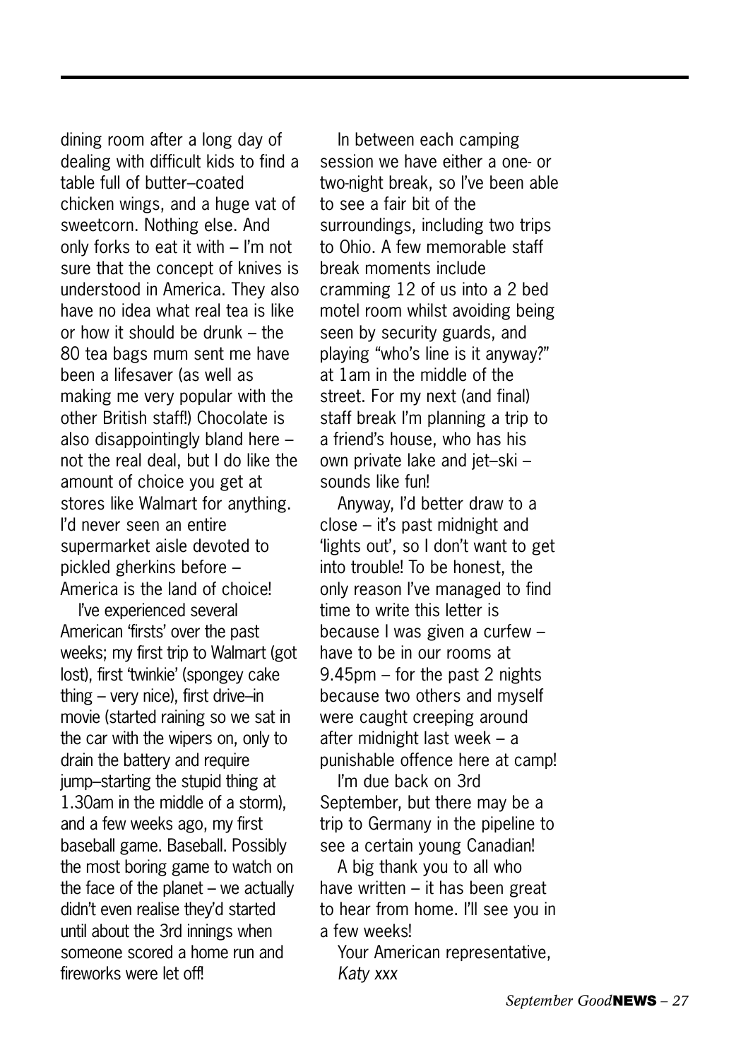dining room after a long day of dealing with difficult kids to find a table full of butter–coated chicken wings, and a huge vat of sweetcorn. Nothing else. And only forks to eat it with – I'm not sure that the concept of knives is understood in America. They also have no idea what real tea is like or how it should be drunk – the 80 tea bags mum sent me have been a lifesaver (as well as making me very popular with the other British staff!) Chocolate is also disappointingly bland here – not the real deal, but I do like the amount of choice you get at stores like Walmart for anything. I'd never seen an entire supermarket aisle devoted to pickled gherkins before – America is the land of choice!

I've experienced several American 'firsts' over the past weeks; my first trip to Walmart (got lost), first 'twinkie' (spongey cake thing – very nice), first drive–in movie (started raining so we sat in the car with the wipers on, only to drain the battery and require jump–starting the stupid thing at 1.30am in the middle of a storm), and a few weeks ago, my first baseball game. Baseball. Possibly the most boring game to watch on the face of the planet – we actually didn't even realise they'd started until about the 3rd innings when someone scored a home run and fireworks were let off!

In between each camping session we have either a one- or two-night break, so I've been able to see a fair bit of the surroundings, including two trips to Ohio. A few memorable staff break moments include cramming 12 of us into a 2 bed motel room whilst avoiding being seen by security guards, and playing "who's line is it anyway?" at 1am in the middle of the street. For my next (and final) staff break I'm planning a trip to a friend's house, who has his own private lake and jet–ski – sounds like fun!

Anyway, I'd better draw to a close – it's past midnight and 'lights out', so I don't want to get into trouble! To be honest, the only reason I've managed to find time to write this letter is because I was given a curfew – have to be in our rooms at 9.45pm – for the past 2 nights because two others and myself were caught creeping around after midnight last week – a punishable offence here at camp!

I'm due back on 3rd September, but there may be a trip to Germany in the pipeline to see a certain young Canadian!

A big thank you to all who have written – it has been great to hear from home. I'll see you in a few weeks!

Your American representative,
*Katy xxx*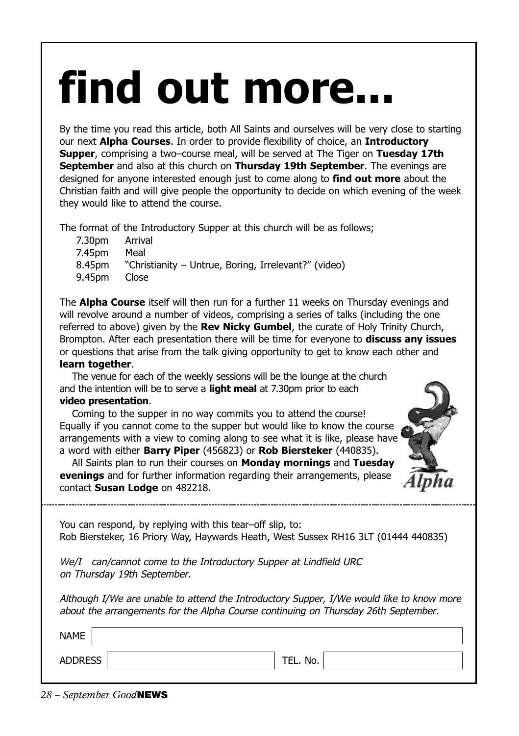# find out more...

By the time you read this article, both All Saints and ourselves will be very close to starting our next **Alpha Courses**. In order to provide flexibility of choice, an **Introductory Supper**, comprising a two–course meal, will be served at The Tiger on **Tuesday 17th September** and also at this church on **Thursday 19th September**. The evenings are designed for anyone interested enough just to come along to **find out more** about the Christian faith and will give people the opportunity to decide on which evening of the week they would like to attend the course.

The format of the Introductory Supper at this church will be as follows;

- 7.30pm Arrival
- 7.45pm Meal
- 8.45pm "Christianity – Untrue, Boring, Irrelevant?" (video)
- 9.45pm Close

The **Alpha Course** itself will then run for a further 11 weeks on Thursday evenings and will revolve around a number of videos, comprising a series of talks (including the one referred to above) given by the **Rev Nicky Gumbel**, the curate of Holy Trinity Church, Brompton. After each presentation there will be time for everyone to **discuss any issues** or questions that arise from the talk giving opportunity to get to know each other and **learn together**.

The venue for each of the weekly sessions will be the lounge at the church and the intention will be to serve a **light meal** at 7.30pm prior to each **video presentation**.

Coming to the supper in no way commits you to attend the course! Equally if you cannot come to the supper but would like to know the course arrangements with a view to coming along to see what it is like, please have a word with either **Barry Piper** (456823) or **Rob Biersteker** (440835).

All Saints plan to run their courses on **Monday mornings** and **Tuesday evenings** and for further information regarding their arrangements, please contact **Susan Lodge** on 482218.

---

You can respond, by replying with this tear–off slip, to:
Rob Biersteker, 16 Priory Way, Haywards Heath, West Sussex RH16 3LT (01444 440835)

*We/I can/cannot come to the Introductory Supper at Lindfield URC on Thursday 19th September.*

*Although I/We are unable to attend the Introductory Supper, I/We would like to know more about the arrangements for the Alpha Course continuing on Thursday 26th September.*

NAME

ADDRESS TEL. No.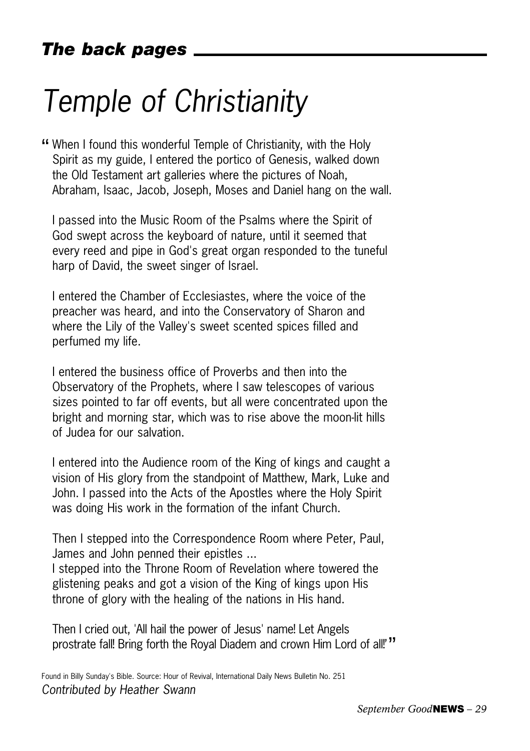# Temple of Christianity

"When I found this wonderful Temple of Christianity, with the Holy Spirit as my guide, I entered the portico of Genesis, walked down the Old Testament art galleries where the pictures of Noah, Abraham, Isaac, Jacob, Joseph, Moses and Daniel hang on the wall.

I passed into the Music Room of the Psalms where the Spirit of God swept across the keyboard of nature, until it seemed that every reed and pipe in God's great organ responded to the tuneful harp of David, the sweet singer of Israel.

I entered the Chamber of Ecclesiastes, where the voice of the preacher was heard, and into the Conservatory of Sharon and where the Lily of the Valley's sweet scented spices filled and perfumed my life.

I entered the business office of Proverbs and then into the Observatory of the Prophets, where I saw telescopes of various sizes pointed to far off events, but all were concentrated upon the bright and morning star, which was to rise above the moon-lit hills of Judea for our salvation.

I entered into the Audience room of the King of kings and caught a vision of His glory from the standpoint of Matthew, Mark, Luke and John. I passed into the Acts of the Apostles where the Holy Spirit was doing His work in the formation of the infant Church.

Then I stepped into the Correspondence Room where Peter, Paul, James and John penned their epistles ...
I stepped into the Throne Room of Revelation where towered the glistening peaks and got a vision of the King of kings upon His throne of glory with the healing of the nations in His hand.

Then I cried out, 'All hail the power of Jesus' name! Let Angels prostrate fall! Bring forth the Royal Diadem and crown Him Lord of all!'"

Found in Billy Sunday's Bible. Source: Hour of Revival, International Daily News Bulletin No. 251

*Contributed by Heather Swann*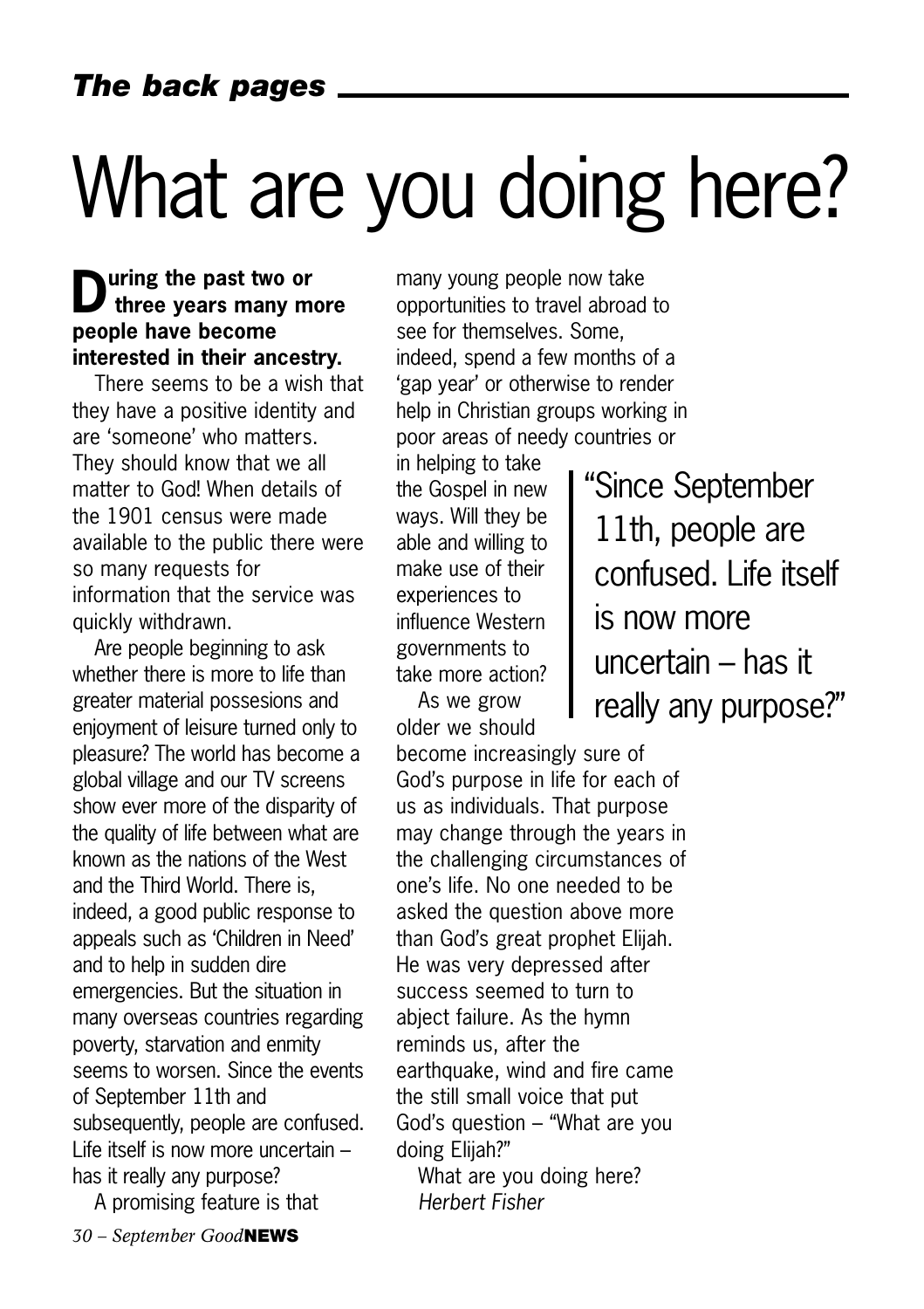# What are you doing here?

**During the past two or three years many more people have become interested in their ancestry.**

There seems to be a wish that they have a positive identity and are 'someone' who matters. They should know that we all matter to God! When details of the 1901 census were made available to the public there were so many requests for information that the service was quickly withdrawn.

Are people beginning to ask whether there is more to life than greater material possesions and enjoyment of leisure turned only to pleasure? The world has become a global village and our TV screens show ever more of the disparity of the quality of life between what are known as the nations of the West and the Third World. There is, indeed, a good public response to appeals such as 'Children in Need' and to help in sudden dire emergencies. But the situation in many overseas countries regarding poverty, starvation and enmity seems to worsen. Since the events of September 11th and subsequently, people are confused. Life itself is now more uncertain – has it really any purpose?

A promising feature is that many young people now take opportunities to travel abroad to see for themselves. Some, indeed, spend a few months of a 'gap year' or otherwise to render help in Christian groups working in poor areas of needy countries or in helping to take the Gospel in new ways. Will they be able and willing to make use of their experiences to influence Western governments to take more action?

> "Since September 11th, people are confused. Life itself is now more uncertain – has it really any purpose?"

As we grow older we should become increasingly sure of God's purpose in life for each of us as individuals. That purpose may change through the years in the challenging circumstances of one's life. No one needed to be asked the question above more than God's great prophet Elijah. He was very depressed after success seemed to turn to abject failure. As the hymn reminds us, after the earthquake, wind and fire came the still small voice that put God's question – "What are you doing Elijah?"

What are you doing here?

*Herbert Fisher*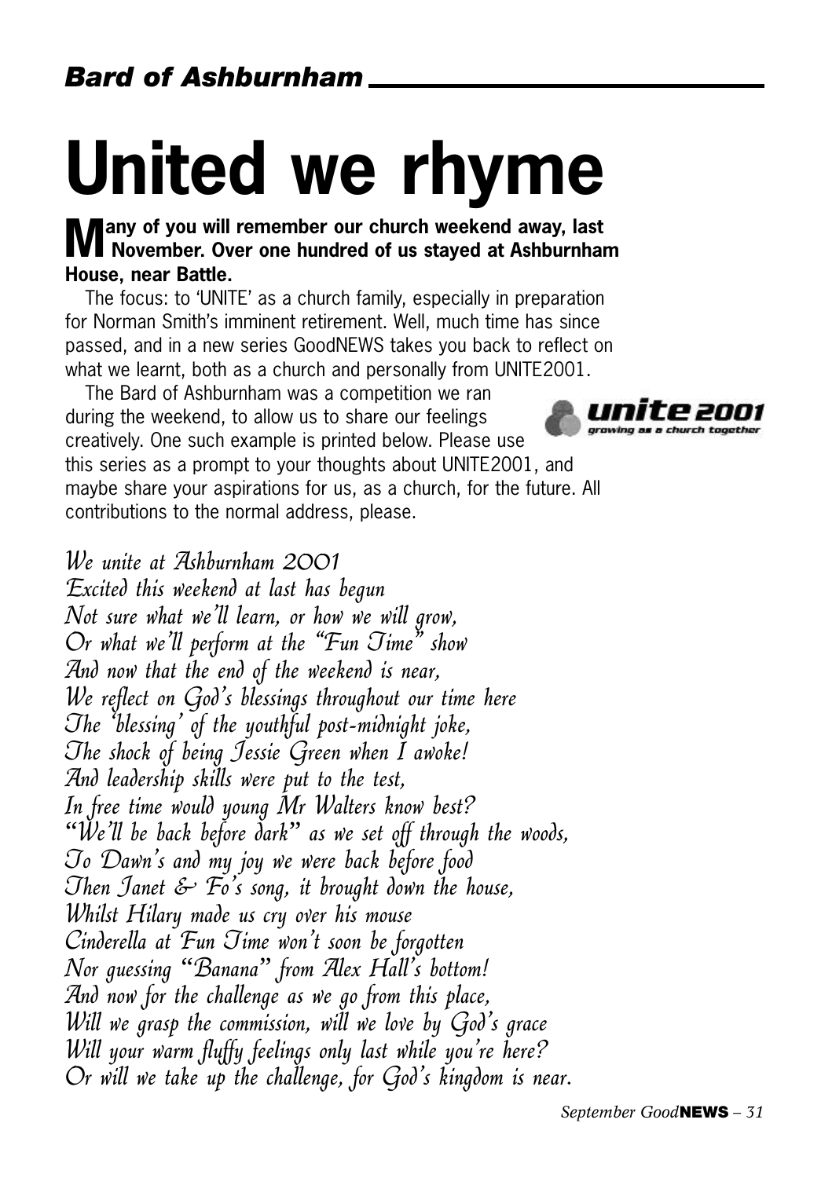## *Bard of Ashburnham*

# United we rhyme

**Many of you will remember our church weekend away, last November. Over one hundred of us stayed at Ashburnham House, near Battle.**

The focus: to 'UNITE' as a church family, especially in preparation for Norman Smith's imminent retirement. Well, much time has since passed, and in a new series GoodNEWS takes you back to reflect on what we learnt, both as a church and personally from UNITE2001.

The Bard of Ashburnham was a competition we ran during the weekend, to allow us to share our feelings creatively. One such example is printed below. Please use this series as a prompt to your thoughts about UNITE2001, and maybe share your aspirations for us, as a church, for the future. All contributions to the normal address, please.

unite 2001
growing as a church together

*We unite at Ashburnham 2001*
*Excited this weekend at last has begun*
*Not sure what we'll learn, or how we will grow,*
*Or what we'll perform at the "Fun Time" show*
*And now that the end of the weekend is near,*
*We reflect on God's blessings throughout our time here*
*The 'blessing' of the youthful post-midnight joke,*
*The shock of being Jessie Green when I awoke!*
*And leadership skills were put to the test,*
*In free time would young Mr Walters know best?*
*"We'll be back before dark" as we set off through the woods,*
*To Dawn's and my joy we were back before food*
*Then Janet & Fo's song, it brought down the house,*
*Whilst Hilary made us cry over his mouse*
*Cinderella at Fun Time won't soon be forgotten*
*Nor guessing "Banana" from Alex Hall's bottom!*
*And now for the challenge as we go from this place,*
*Will we grasp the commission, will we love by God's grace*
*Will your warm fluffy feelings only last while you're here?*
*Or will we take up the challenge, for God's kingdom is near.*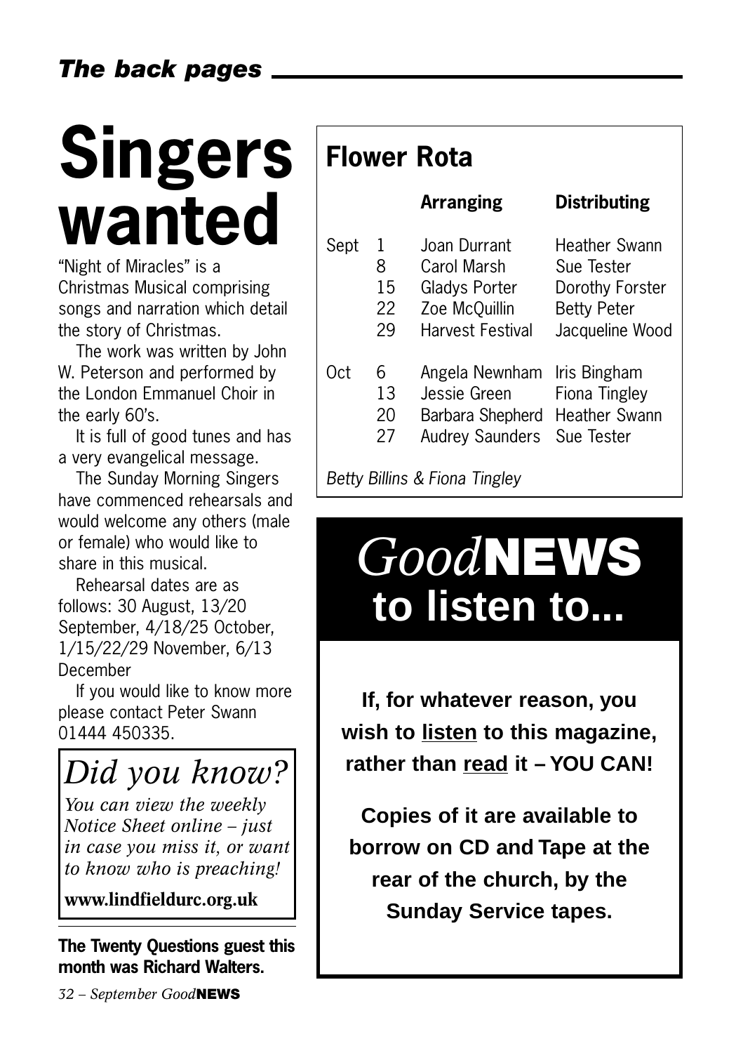# Singers wanted

"Night of Miracles" is a Christmas Musical comprising songs and narration which detail the story of Christmas.

The work was written by John W. Peterson and performed by the London Emmanuel Choir in the early 60's.

It is full of good tunes and has a very evangelical message.

The Sunday Morning Singers have commenced rehearsals and would welcome any others (male or female) who would like to share in this musical.

Rehearsal dates are as follows: 30 August, 13/20 September, 4/18/25 October, 1/15/22/29 November, 6/13 December

If you would like to know more please contact Peter Swann 01444 450335.

## *Did you know?*

*You can view the weekly Notice Sheet online – just in case you miss it, or want to know who is preaching!*

**www.lindfieldurc.org.uk**

**The Twenty Questions guest this month was Richard Walters.**

## Flower Rota

| | | Arranging | Distributing |
|---|---|---|---|
| Sept | 1 | Joan Durrant | Heather Swann |
| | 8 | Carol Marsh | Sue Tester |
| | 15 | Gladys Porter | Dorothy Forster |
| | 22 | Zoe McQuillin | Betty Peter |
| | 29 | Harvest Festival | Jacqueline Wood |
| Oct | 6 | Angela Newnham | Iris Bingham |
| | 13 | Jessie Green | Fiona Tingley |
| | 20 | Barbara Shepherd | Heather Swann |
| | 27 | Audrey Saunders | Sue Tester |

*Betty Billins & Fiona Tingley*

## *Good*NEWS to listen to...

**If, for whatever reason, you wish to listen to this magazine, rather than read it – YOU CAN!**

**Copies of it are available to borrow on CD and Tape at the rear of the church, by the Sunday Service tapes.**